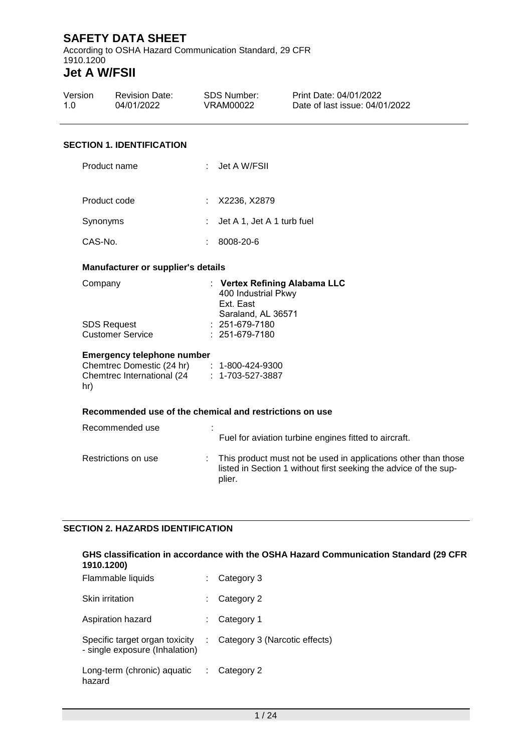# SAFETY DATA SHEET

According to OSHA Hazard Communication Standard, 29 CFR 1910.1200

# Jet A W/FSII

| Version | Revision Date: | SDS Number: | Print Date: 04/01/2022 |
|---|---|---|---|
| 1.0 | 04/01/2022 | VRAM00022 | Date of last issue: 04/01/2022 |

## SECTION 1. IDENTIFICATION

Product name : Jet A W/FSII

Product code : X2236, X2879

Synonyms : Jet A 1, Jet A 1 turb fuel

CAS-No. : 8008-20-6

### Manufacturer or supplier's details

Company : **Vertex Refining Alabama LLC**
400 Industrial Pkwy
Ext. East
Saraland, AL 36571

SDS Request : 251-679-7180

Customer Service : 251-679-7180

### Emergency telephone number

Chemtrec Domestic (24 hr) : 1-800-424-9300

Chemtrec International (24 hr) : 1-703-527-3887

### Recommended use of the chemical and restrictions on use

Recommended use : Fuel for aviation turbine engines fitted to aircraft.

Restrictions on use : This product must not be used in applications other than those listed in Section 1 without first seeking the advice of the supplier.

## SECTION 2. HAZARDS IDENTIFICATION

### GHS classification in accordance with the OSHA Hazard Communication Standard (29 CFR 1910.1200)

Flammable liquids : Category 3

Skin irritation : Category 2

Aspiration hazard : Category 1

Specific target organ toxicity - single exposure (Inhalation) : Category 3 (Narcotic effects)

Long-term (chronic) aquatic hazard : Category 2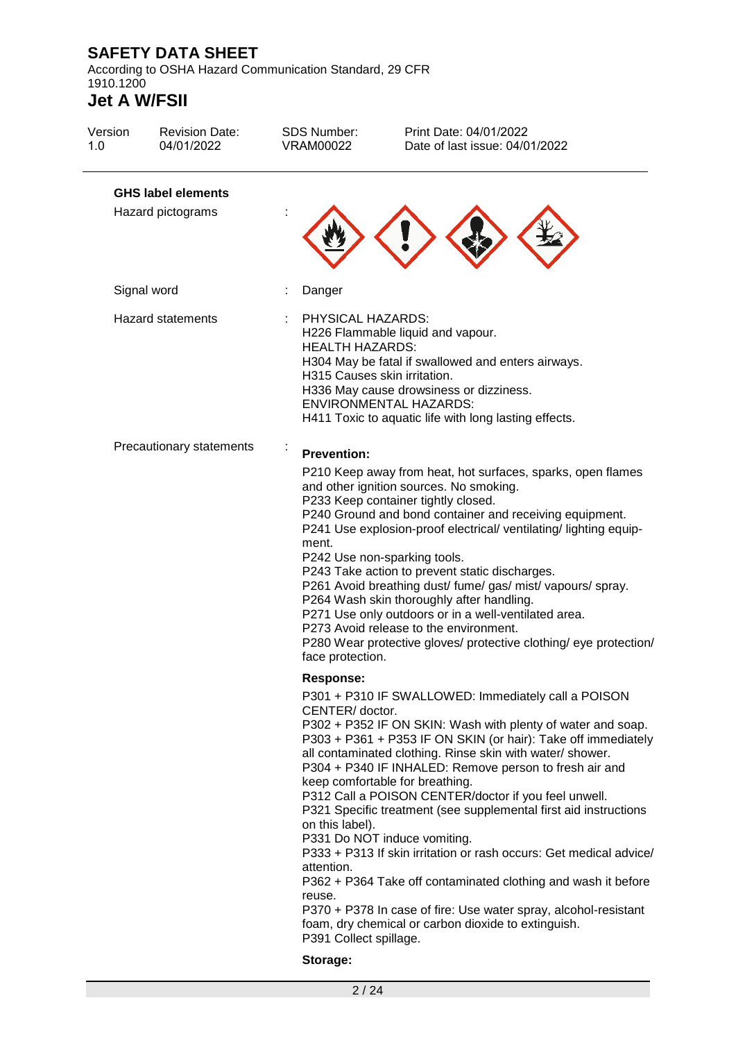**GHS label elements**

Hazard pictograms :

Signal word : Danger

Hazard statements : PHYSICAL HAZARDS:
H226 Flammable liquid and vapour.
HEALTH HAZARDS:
H304 May be fatal if swallowed and enters airways.
H315 Causes skin irritation.
H336 May cause drowsiness or dizziness.
ENVIRONMENTAL HAZARDS:
H411 Toxic to aquatic life with long lasting effects.

Precautionary statements :

**Prevention:**

P210 Keep away from heat, hot surfaces, sparks, open flames and other ignition sources. No smoking.
P233 Keep container tightly closed.
P240 Ground and bond container and receiving equipment.
P241 Use explosion-proof electrical/ ventilating/ lighting equipment.
P242 Use non-sparking tools.
P243 Take action to prevent static discharges.
P261 Avoid breathing dust/ fume/ gas/ mist/ vapours/ spray.
P264 Wash skin thoroughly after handling.
P271 Use only outdoors or in a well-ventilated area.
P273 Avoid release to the environment.
P280 Wear protective gloves/ protective clothing/ eye protection/ face protection.

**Response:**

P301 + P310 IF SWALLOWED: Immediately call a POISON CENTER/ doctor.
P302 + P352 IF ON SKIN: Wash with plenty of water and soap.
P303 + P361 + P353 IF ON SKIN (or hair): Take off immediately all contaminated clothing. Rinse skin with water/ shower.
P304 + P340 IF INHALED: Remove person to fresh air and keep comfortable for breathing.
P312 Call a POISON CENTER/doctor if you feel unwell.
P321 Specific treatment (see supplemental first aid instructions on this label).
P331 Do NOT induce vomiting.
P333 + P313 If skin irritation or rash occurs: Get medical advice/ attention.
P362 + P364 Take off contaminated clothing and wash it before reuse.
P370 + P378 In case of fire: Use water spray, alcohol-resistant foam, dry chemical or carbon dioxide to extinguish.
P391 Collect spillage.

**Storage:**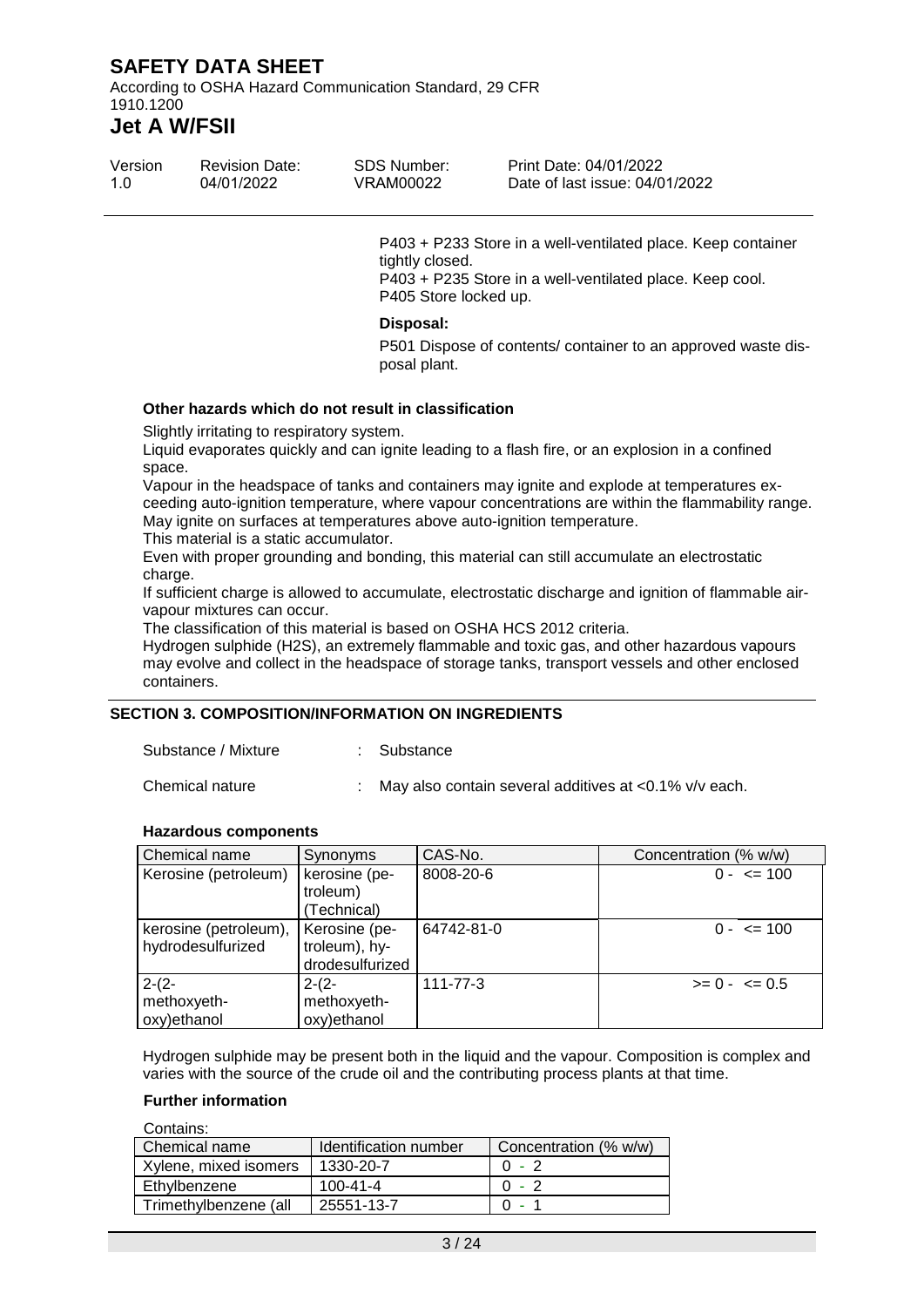P403 + P233 Store in a well-ventilated place. Keep container tightly closed.
P403 + P235 Store in a well-ventilated place. Keep cool.
P405 Store locked up.

**Disposal:**

P501 Dispose of contents/ container to an approved waste disposal plant.

**Other hazards which do not result in classification**

Slightly irritating to respiratory system.
Liquid evaporates quickly and can ignite leading to a flash fire, or an explosion in a confined space.
Vapour in the headspace of tanks and containers may ignite and explode at temperatures exceeding auto-ignition temperature, where vapour concentrations are within the flammability range.
May ignite on surfaces at temperatures above auto-ignition temperature.
This material is a static accumulator.
Even with proper grounding and bonding, this material can still accumulate an electrostatic charge.
If sufficient charge is allowed to accumulate, electrostatic discharge and ignition of flammable air-vapour mixtures can occur.
The classification of this material is based on OSHA HCS 2012 criteria.
Hydrogen sulphide (H2S), an extremely flammable and toxic gas, and other hazardous vapours may evolve and collect in the headspace of storage tanks, transport vessels and other enclosed containers.

## SECTION 3. COMPOSITION/INFORMATION ON INGREDIENTS

Substance / Mixture : Substance

Chemical nature : May also contain several additives at <0.1% v/v each.

**Hazardous components**

| Chemical name | Synonyms | CAS-No. | Concentration (% w/w) |
|---|---|---|---|
| Kerosine (petroleum) | kerosine (petroleum) (Technical) | 8008-20-6 | 0 - <= 100 |
| kerosine (petroleum), hydrodesulfurized | Kerosine (petroleum), hydrodesulfurized | 64742-81-0 | 0 - <= 100 |
| 2-(2-methoxyethoxy)ethanol | 2-(2-methoxyethoxy)ethanol | 111-77-3 | >= 0 - <= 0.5 |

Hydrogen sulphide may be present both in the liquid and the vapour. Composition is complex and varies with the source of the crude oil and the contributing process plants at that time.

**Further information**

Contains:

| Chemical name | Identification number | Concentration (% w/w) |
|---|---|---|
| Xylene, mixed isomers | 1330-20-7 | 0 - 2 |
| Ethylbenzene | 100-41-4 | 0 - 2 |
| Trimethylbenzene (all | 25551-13-7 | 0 - 1 |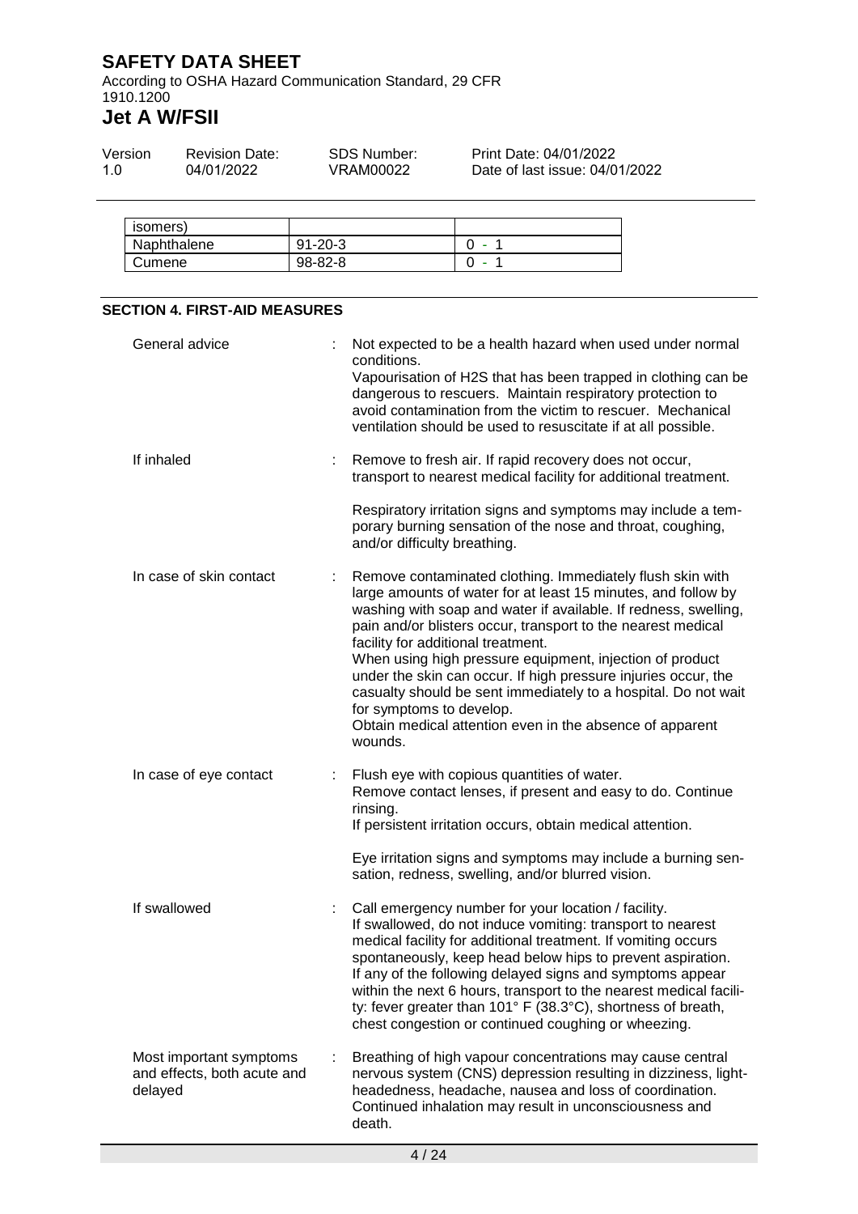| isomers) | | |
| --- | --- | --- |
| Naphthalene | 91-20-3 | 0 - 1 |
| Cumene | 98-82-8 | 0 - 1 |

## SECTION 4. FIRST-AID MEASURES

General advice : Not expected to be a health hazard when used under normal conditions.
Vapourisation of $H_2S$ that has been trapped in clothing can be dangerous to rescuers. Maintain respiratory protection to avoid contamination from the victim to rescuer. Mechanical ventilation should be used to resuscitate if at all possible.

If inhaled : Remove to fresh air. If rapid recovery does not occur, transport to nearest medical facility for additional treatment.

Respiratory irritation signs and symptoms may include a temporary burning sensation of the nose and throat, coughing, and/or difficulty breathing.

In case of skin contact : Remove contaminated clothing. Immediately flush skin with large amounts of water for at least 15 minutes, and follow by washing with soap and water if available. If redness, swelling, pain and/or blisters occur, transport to the nearest medical facility for additional treatment.
When using high pressure equipment, injection of product under the skin can occur. If high pressure injuries occur, the casualty should be sent immediately to a hospital. Do not wait for symptoms to develop.
Obtain medical attention even in the absence of apparent wounds.

In case of eye contact : Flush eye with copious quantities of water.
Remove contact lenses, if present and easy to do. Continue rinsing.
If persistent irritation occurs, obtain medical attention.

Eye irritation signs and symptoms may include a burning sensation, redness, swelling, and/or blurred vision.

If swallowed : Call emergency number for your location / facility.
If swallowed, do not induce vomiting: transport to nearest medical facility for additional treatment. If vomiting occurs spontaneously, keep head below hips to prevent aspiration.
If any of the following delayed signs and symptoms appear within the next 6 hours, transport to the nearest medical facility: fever greater than 101° F (38.3°C), shortness of breath, chest congestion or continued coughing or wheezing.

Most important symptoms and effects, both acute and delayed : Breathing of high vapour concentrations may cause central nervous system (CNS) depression resulting in dizziness, lightheadedness, headache, nausea and loss of coordination.
Continued inhalation may result in unconsciousness and death.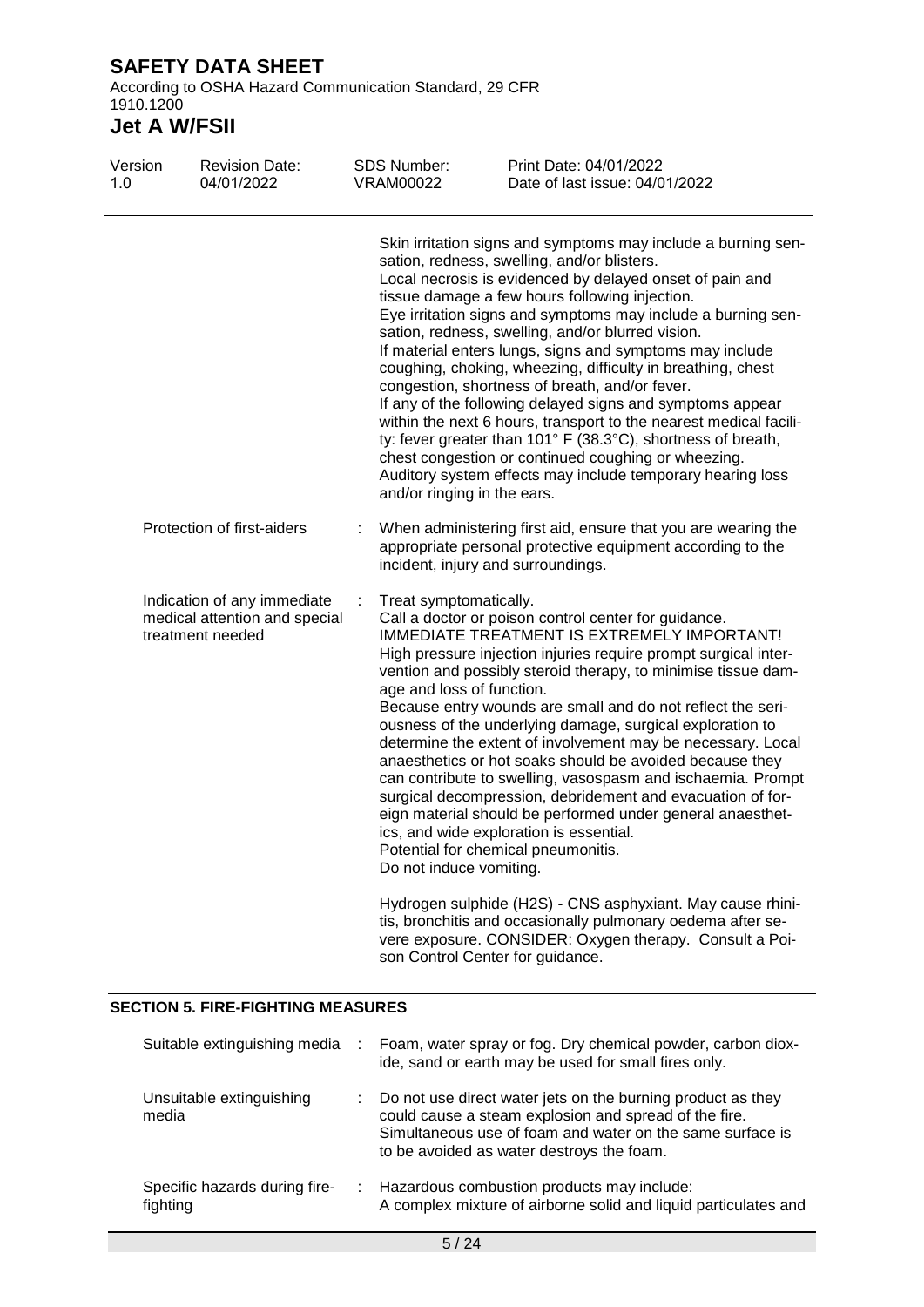Skin irritation signs and symptoms may include a burning sensation, redness, swelling, and/or blisters.
Local necrosis is evidenced by delayed onset of pain and tissue damage a few hours following injection.
Eye irritation signs and symptoms may include a burning sensation, redness, swelling, and/or blurred vision.
If material enters lungs, signs and symptoms may include coughing, choking, wheezing, difficulty in breathing, chest congestion, shortness of breath, and/or fever.
If any of the following delayed signs and symptoms appear within the next 6 hours, transport to the nearest medical facility: fever greater than 101° F (38.3°C), shortness of breath, chest congestion or continued coughing or wheezing.
Auditory system effects may include temporary hearing loss and/or ringing in the ears.

| | | |
|---|---|---|
| Protection of first-aiders | : | When administering first aid, ensure that you are wearing the appropriate personal protective equipment according to the incident, injury and surroundings. |
| Indication of any immediate medical attention and special treatment needed | : | Treat symptomatically.<br>Call a doctor or poison control center for guidance.<br>IMMEDIATE TREATMENT IS EXTREMELY IMPORTANT!<br>High pressure injection injuries require prompt surgical intervention and possibly steroid therapy, to minimise tissue damage and loss of function.<br>Because entry wounds are small and do not reflect the seriousness of the underlying damage, surgical exploration to determine the extent of involvement may be necessary. Local anaesthetics or hot soaks should be avoided because they can contribute to swelling, vasospasm and ischaemia. Prompt surgical decompression, debridement and evacuation of foreign material should be performed under general anaesthetics, and wide exploration is essential.<br>Potential for chemical pneumonitis.<br>Do not induce vomiting.<br><br>Hydrogen sulphide (H2S) - CNS asphyxiant. May cause rhinitis, bronchitis and occasionally pulmonary oedema after severe exposure. CONSIDER: Oxygen therapy. Consult a Poison Control Center for guidance. |

## SECTION 5. FIRE-FIGHTING MEASURES

| | | |
|---|---|---|
| Suitable extinguishing media | : | Foam, water spray or fog. Dry chemical powder, carbon dioxide, sand or earth may be used for small fires only. |
| Unsuitable extinguishing media | : | Do not use direct water jets on the burning product as they could cause a steam explosion and spread of the fire.<br>Simultaneous use of foam and water on the same surface is to be avoided as water destroys the foam. |
| Specific hazards during firefighting | : | Hazardous combustion products may include:<br>A complex mixture of airborne solid and liquid particulates and |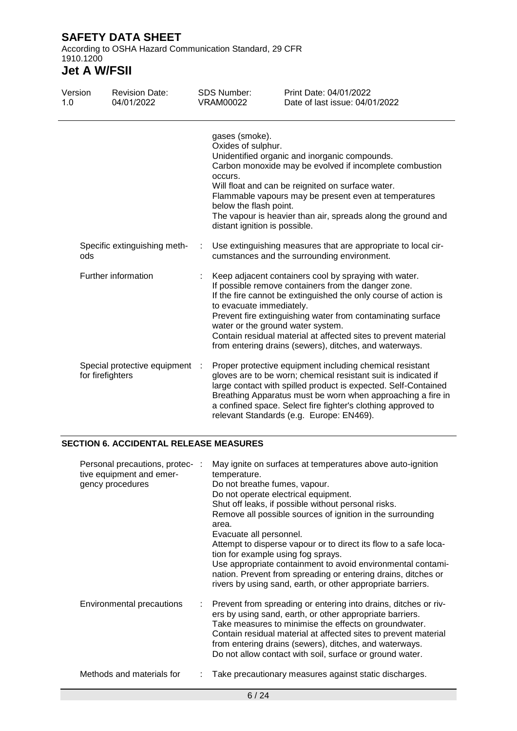| | | |
|---|---|---|
| | | gases (smoke).<br>Oxides of sulphur.<br>Unidentified organic and inorganic compounds.<br>Carbon monoxide may be evolved if incomplete combustion occurs.<br>Will float and can be reignited on surface water.<br>Flammable vapours may be present even at temperatures below the flash point.<br>The vapour is heavier than air, spreads along the ground and distant ignition is possible. |
| Specific extinguishing methods | : | Use extinguishing measures that are appropriate to local circumstances and the surrounding environment. |
| Further information | : | Keep adjacent containers cool by spraying with water.<br>If possible remove containers from the danger zone.<br>If the fire cannot be extinguished the only course of action is to evacuate immediately.<br>Prevent fire extinguishing water from contaminating surface water or the ground water system.<br>Contain residual material at affected sites to prevent material from entering drains (sewers), ditches, and waterways. |
| Special protective equipment for firefighters | : | Proper protective equipment including chemical resistant gloves are to be worn; chemical resistant suit is indicated if large contact with spilled product is expected. Self-Contained Breathing Apparatus must be worn when approaching a fire in a confined space. Select fire fighter's clothing approved to relevant Standards (e.g. Europe: EN469). |

## SECTION 6. ACCIDENTAL RELEASE MEASURES

| | | |
|---|---|---|
| Personal precautions, protective equipment and emergency procedures | : | May ignite on surfaces at temperatures above auto-ignition temperature.<br>Do not breathe fumes, vapour.<br>Do not operate electrical equipment.<br>Shut off leaks, if possible without personal risks.<br>Remove all possible sources of ignition in the surrounding area.<br>Evacuate all personnel.<br>Attempt to disperse vapour or to direct its flow to a safe location for example using fog sprays.<br>Use appropriate containment to avoid environmental contamination. Prevent from spreading or entering drains, ditches or rivers by using sand, earth, or other appropriate barriers. |
| Environmental precautions | : | Prevent from spreading or entering into drains, ditches or rivers by using sand, earth, or other appropriate barriers.<br>Take measures to minimise the effects on groundwater.<br>Contain residual material at affected sites to prevent material from entering drains (sewers), ditches, and waterways.<br>Do not allow contact with soil, surface or ground water. |
| Methods and materials for | : | Take precautionary measures against static discharges. |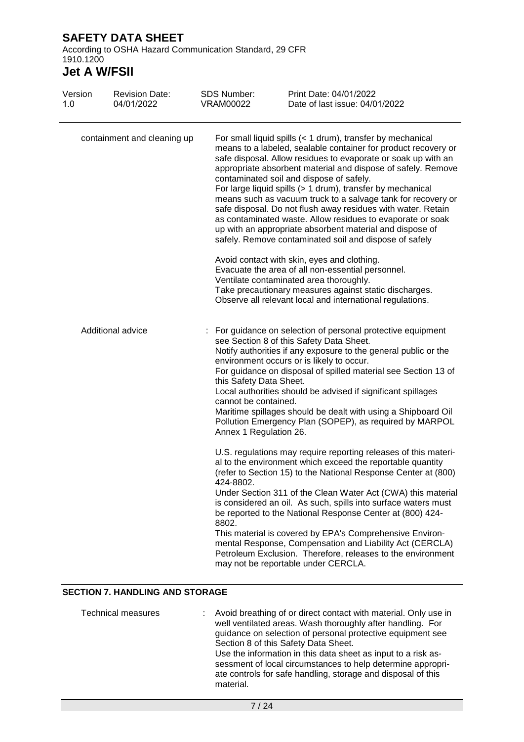| | |
|---|---|
| containment and cleaning up | For small liquid spills (< 1 drum), transfer by mechanical means to a labeled, sealable container for product recovery or safe disposal. Allow residues to evaporate or soak up with an appropriate absorbent material and dispose of safely. Remove contaminated soil and dispose of safely.<br>For large liquid spills (> 1 drum), transfer by mechanical means such as vacuum truck to a salvage tank for recovery or safe disposal. Do not flush away residues with water. Retain as contaminated waste. Allow residues to evaporate or soak up with an appropriate absorbent material and dispose of safely. Remove contaminated soil and dispose of safely<br><br>Avoid contact with skin, eyes and clothing.<br>Evacuate the area of all non-essential personnel.<br>Ventilate contaminated area thoroughly.<br>Take precautionary measures against static discharges.<br>Observe all relevant local and international regulations. |
| Additional advice | : For guidance on selection of personal protective equipment see Section 8 of this Safety Data Sheet.<br>Notify authorities if any exposure to the general public or the environment occurs or is likely to occur.<br>For guidance on disposal of spilled material see Section 13 of this Safety Data Sheet.<br>Local authorities should be advised if significant spillages cannot be contained.<br>Maritime spillages should be dealt with using a Shipboard Oil Pollution Emergency Plan (SOPEP), as required by MARPOL Annex 1 Regulation 26.<br><br>U.S. regulations may require reporting releases of this material to the environment which exceed the reportable quantity (refer to Section 15) to the National Response Center at (800) 424-8802.<br>Under Section 311 of the Clean Water Act (CWA) this material is considered an oil. As such, spills into surface waters must be reported to the National Response Center at (800) 424-8802.<br>This material is covered by EPA's Comprehensive Environmental Response, Compensation and Liability Act (CERCLA) Petroleum Exclusion. Therefore, releases to the environment may not be reportable under CERCLA. |

## SECTION 7. HANDLING AND STORAGE

| | |
|---|---|
| Technical measures | : Avoid breathing of or direct contact with material. Only use in well ventilated areas. Wash thoroughly after handling. For guidance on selection of personal protective equipment see Section 8 of this Safety Data Sheet.<br>Use the information in this data sheet as input to a risk assessment of local circumstances to help determine appropriate controls for safe handling, storage and disposal of this material. |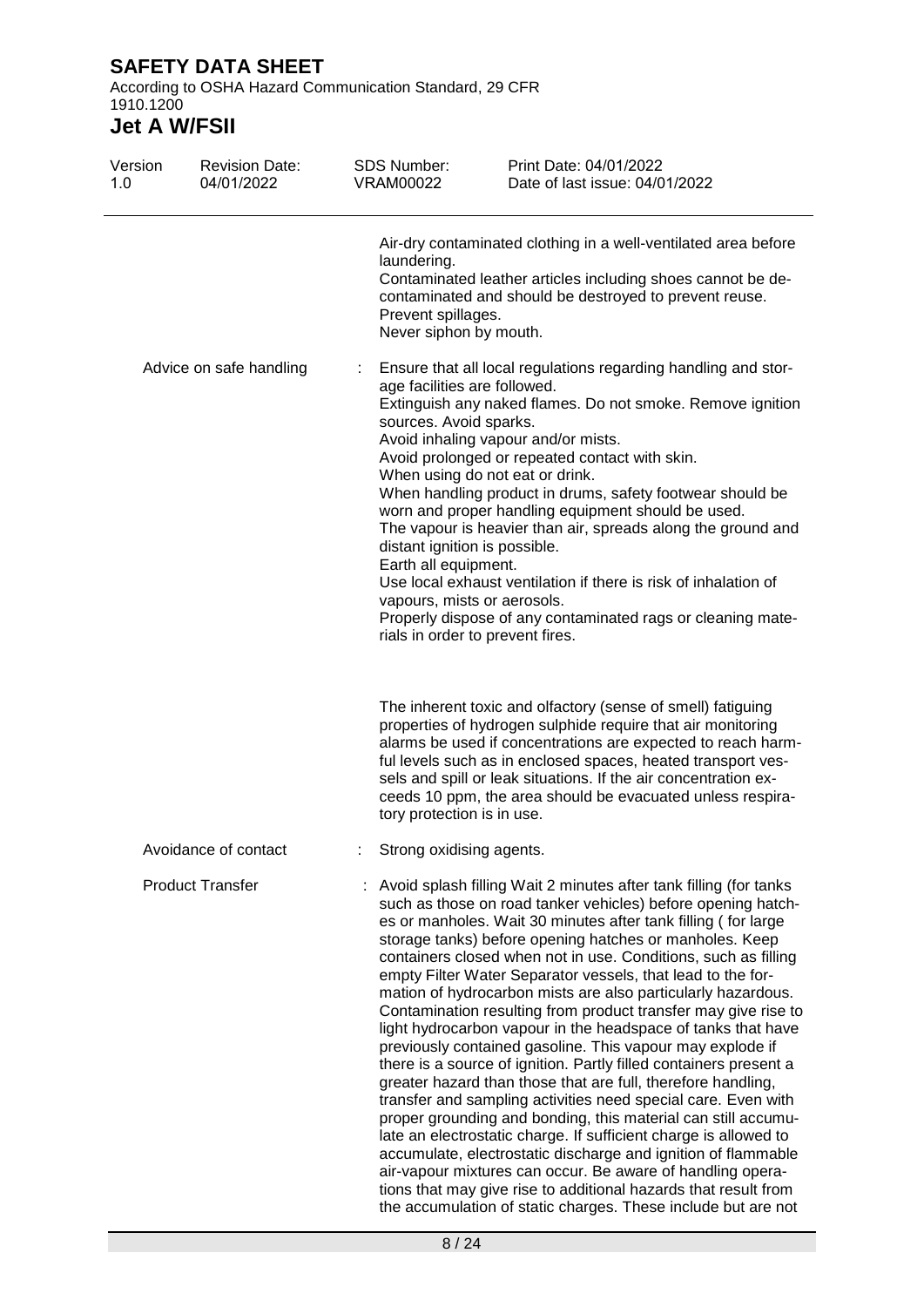Air-dry contaminated clothing in a well-ventilated area before laundering.
Contaminated leather articles including shoes cannot be decontaminated and should be destroyed to prevent reuse.
Prevent spillages.
Never siphon by mouth.

| | | |
|---|---|---|
| Advice on safe handling | : | Ensure that all local regulations regarding handling and storage facilities are followed.<br>Extinguish any naked flames. Do not smoke. Remove ignition sources. Avoid sparks.<br>Avoid inhaling vapour and/or mists.<br>Avoid prolonged or repeated contact with skin.<br>When using do not eat or drink.<br>When handling product in drums, safety footwear should be worn and proper handling equipment should be used.<br>The vapour is heavier than air, spreads along the ground and distant ignition is possible.<br>Earth all equipment.<br>Use local exhaust ventilation if there is risk of inhalation of vapours, mists or aerosols.<br>Properly dispose of any contaminated rags or cleaning materials in order to prevent fires.<br><br>The inherent toxic and olfactory (sense of smell) fatiguing properties of hydrogen sulphide require that air monitoring alarms be used if concentrations are expected to reach harmful levels such as in enclosed spaces, heated transport vessels and spill or leak situations. If the air concentration exceeds 10 ppm, the area should be evacuated unless respiratory protection is in use. |
| Avoidance of contact | : | Strong oxidising agents. |
| Product Transfer | : | Avoid splash filling Wait 2 minutes after tank filling (for tanks such as those on road tanker vehicles) before opening hatches or manholes. Wait 30 minutes after tank filling ( for large storage tanks) before opening hatches or manholes. Keep containers closed when not in use. Conditions, such as filling empty Filter Water Separator vessels, that lead to the formation of hydrocarbon mists are also particularly hazardous. Contamination resulting from product transfer may give rise to light hydrocarbon vapour in the headspace of tanks that have previously contained gasoline. This vapour may explode if there is a source of ignition. Partly filled containers present a greater hazard than those that are full, therefore handling, transfer and sampling activities need special care. Even with proper grounding and bonding, this material can still accumulate an electrostatic charge. If sufficient charge is allowed to accumulate, electrostatic discharge and ignition of flammable air-vapour mixtures can occur. Be aware of handling operations that may give rise to additional hazards that result from the accumulation of static charges. These include but are not |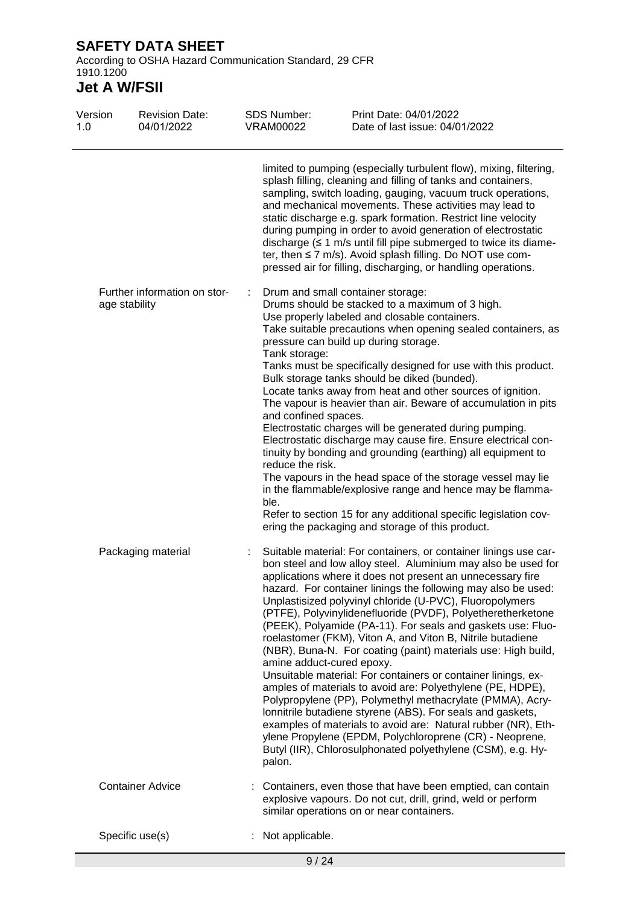limited to pumping (especially turbulent flow), mixing, filtering, splash filling, cleaning and filling of tanks and containers, sampling, switch loading, gauging, vacuum truck operations, and mechanical movements. These activities may lead to static discharge e.g. spark formation. Restrict line velocity during pumping in order to avoid generation of electrostatic discharge ($\leq$ 1 m/s until fill pipe submerged to twice its diameter, then $\leq$ 7 m/s). Avoid splash filling. Do NOT use compressed air for filling, discharging, or handling operations.

**Further information on storage stability** : Drum and small container storage:
Drums should be stacked to a maximum of 3 high.
Use properly labeled and closable containers.
Take suitable precautions when opening sealed containers, as pressure can build up during storage.
Tank storage:
Tanks must be specifically designed for use with this product.
Bulk storage tanks should be diked (bunded).
Locate tanks away from heat and other sources of ignition.
The vapour is heavier than air. Beware of accumulation in pits and confined spaces.
Electrostatic charges will be generated during pumping.
Electrostatic discharge may cause fire. Ensure electrical continuity by bonding and grounding (earthing) all equipment to reduce the risk.
The vapours in the head space of the storage vessel may lie in the flammable/explosive range and hence may be flammable.
Refer to section 15 for any additional specific legislation covering the packaging and storage of this product.

**Packaging material** : Suitable material: For containers, or container linings use carbon steel and low alloy steel. Aluminium may also be used for applications where it does not present an unnecessary fire hazard. For container linings the following may also be used: Unplastisized polyvinyl chloride (U-PVC), Fluoropolymers (PTFE), Polyvinylidenefluoride (PVDF), Polyetheretherketone (PEEK), Polyamide (PA-11). For seals and gaskets use: Fluoroelastomer (FKM), Viton A, and Viton B, Nitrile butadiene (NBR), Buna-N. For coating (paint) materials use: High build, amine adduct-cured epoxy.
Unsuitable material: For containers or container linings, examples of materials to avoid are: Polyethylene (PE, HDPE), Polypropylene (PP), Polymethyl methacrylate (PMMA), Acrylonnitrile butadiene styrene (ABS). For seals and gaskets, examples of materials to avoid are: Natural rubber (NR), Ethylene Propylene (EPDM, Polychloroprene (CR) - Neoprene, Butyl (IIR), Chlorosulphonated polyethylene (CSM), e.g. Hypalon.

**Container Advice** : Containers, even those that have been emptied, can contain explosive vapours. Do not cut, drill, grind, weld or perform similar operations on or near containers.

**Specific use(s)** : Not applicable.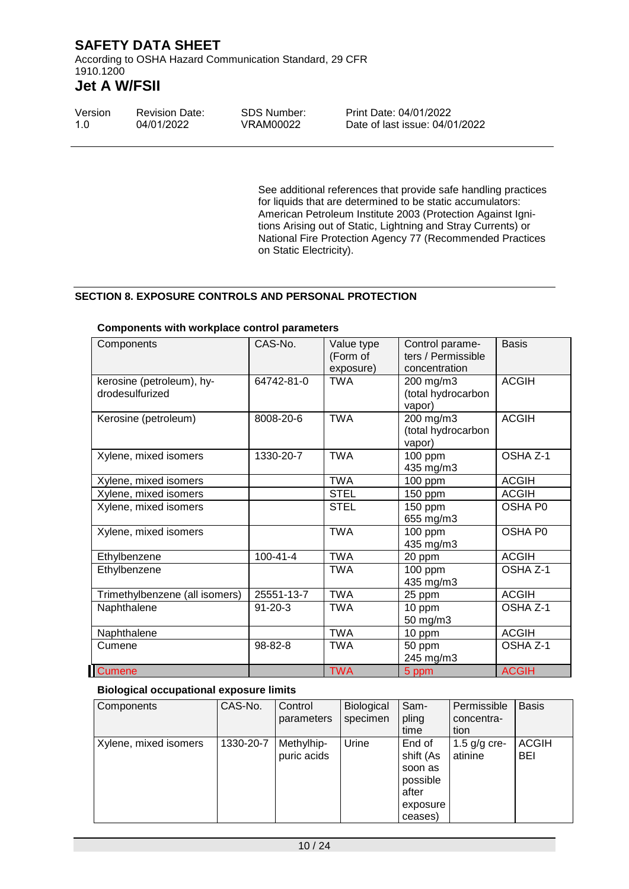See additional references that provide safe handling practices for liquids that are determined to be static accumulators: American Petroleum Institute 2003 (Protection Against Ignitions Arising out of Static, Lightning and Stray Currents) or National Fire Protection Agency 77 (Recommended Practices on Static Electricity).

## SECTION 8. EXPOSURE CONTROLS AND PERSONAL PROTECTION

**Components with workplace control parameters**

| Components | CAS-No. | Value type (Form of exposure) | Control parameters / Permissible concentration | Basis |
|---|---|---|---|---|
| kerosine (petroleum), hydrodesulfurized | 64742-81-0 | TWA | 200 mg/m3 (total hydrocarbon vapor) | ACGIH |
| Kerosine (petroleum) | 8008-20-6 | TWA | 200 mg/m3 (total hydrocarbon vapor) | ACGIH |
| Xylene, mixed isomers | 1330-20-7 | TWA | 100 ppm 435 mg/m3 | OSHA Z-1 |
| Xylene, mixed isomers | | TWA | 100 ppm | ACGIH |
| Xylene, mixed isomers | | STEL | 150 ppm | ACGIH |
| Xylene, mixed isomers | | STEL | 150 ppm 655 mg/m3 | OSHA P0 |
| Xylene, mixed isomers | | TWA | 100 ppm 435 mg/m3 | OSHA P0 |
| Ethylbenzene | 100-41-4 | TWA | 20 ppm | ACGIH |
| Ethylbenzene | | TWA | 100 ppm 435 mg/m3 | OSHA Z-1 |
| Trimethylbenzene (all isomers) | 25551-13-7 | TWA | 25 ppm | ACGIH |
| Naphthalene | 91-20-3 | TWA | 10 ppm 50 mg/m3 | OSHA Z-1 |
| Naphthalene | | TWA | 10 ppm | ACGIH |
| Cumene | 98-82-8 | TWA | 50 ppm 245 mg/m3 | OSHA Z-1 |
| Cumene | | TWA | 5 ppm | ACGIH |

**Biological occupational exposure limits**

| Components | CAS-No. | Control parameters | Biological specimen | Sampling time | Permissible concentration | Basis |
|---|---|---|---|---|---|---|
| Xylene, mixed isomers | 1330-20-7 | Methylhippuric acids | Urine | End of shift (As soon as possible after exposure ceases) | 1.5 g/g creatinine | ACGIH BEI |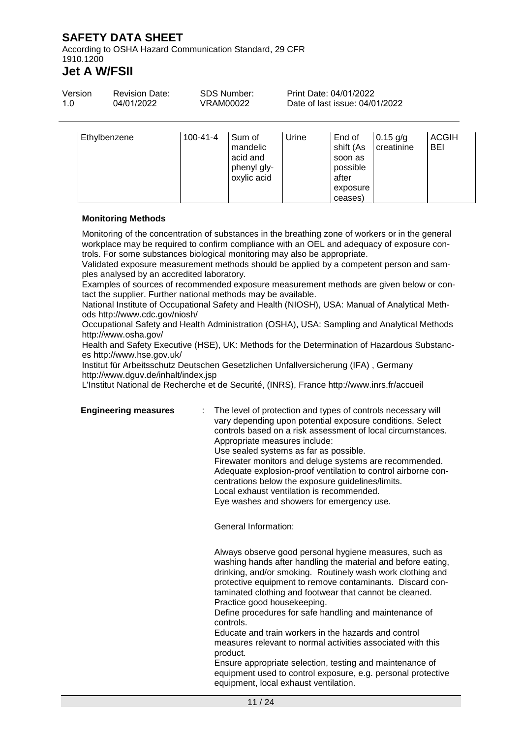| Ethylbenzene | 100-41-4 | Sum of mandelic acid and phenyl glyoxylic acid | Urine | End of shift (As soon as possible after exposure ceases) | 0.15 g/g creatinine | ACGIH BEI |
|---|---|---|---|---|---|---|

**Monitoring Methods**

Monitoring of the concentration of substances in the breathing zone of workers or in the general workplace may be required to confirm compliance with an OEL and adequacy of exposure controls. For some substances biological monitoring may also be appropriate.
Validated exposure measurement methods should be applied by a competent person and samples analysed by an accredited laboratory.
Examples of sources of recommended exposure measurement methods are given below or contact the supplier. Further national methods may be available.
National Institute of Occupational Safety and Health (NIOSH), USA: Manual of Analytical Methods http://www.cdc.gov/niosh/
Occupational Safety and Health Administration (OSHA), USA: Sampling and Analytical Methods http://www.osha.gov/
Health and Safety Executive (HSE), UK: Methods for the Determination of Hazardous Substances http://www.hse.gov.uk/
Institut für Arbeitsschutz Deutschen Gesetzlichen Unfallversicherung (IFA) , Germany http://www.dguv.de/inhalt/index.jsp
L'Institut National de Recherche et de Securité, (INRS), France http://www.inrs.fr/accueil

**Engineering measures** : The level of protection and types of controls necessary will vary depending upon potential exposure conditions. Select controls based on a risk assessment of local circumstances.
Appropriate measures include:
Use sealed systems as far as possible.
Firewater monitors and deluge systems are recommended.
Adequate explosion-proof ventilation to control airborne concentrations below the exposure guidelines/limits.
Local exhaust ventilation is recommended.
Eye washes and showers for emergency use.

General Information:

Always observe good personal hygiene measures, such as washing hands after handling the material and before eating, drinking, and/or smoking. Routinely wash work clothing and protective equipment to remove contaminants. Discard contaminated clothing and footwear that cannot be cleaned.
Practice good housekeeping.
Define procedures for safe handling and maintenance of controls.
Educate and train workers in the hazards and control measures relevant to normal activities associated with this product.
Ensure appropriate selection, testing and maintenance of equipment used to control exposure, e.g. personal protective equipment, local exhaust ventilation.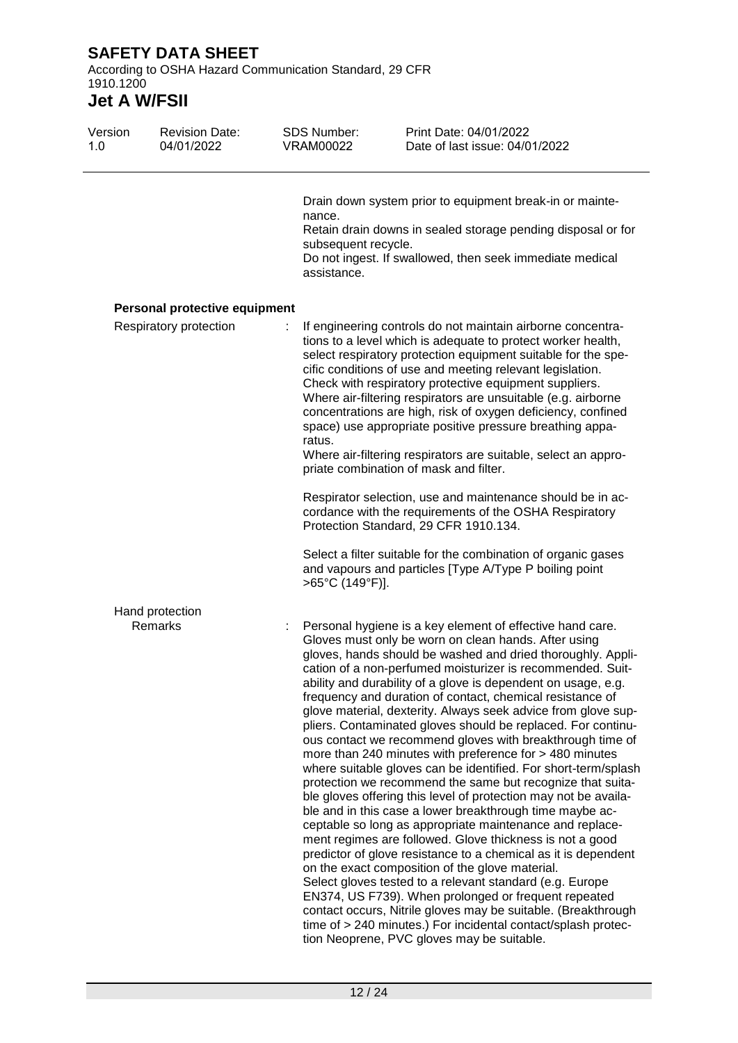Drain down system prior to equipment break-in or maintenance.
Retain drain downs in sealed storage pending disposal or for subsequent recycle.
Do not ingest. If swallowed, then seek immediate medical assistance.

**Personal protective equipment**

Respiratory protection : If engineering controls do not maintain airborne concentrations to a level which is adequate to protect worker health, select respiratory protection equipment suitable for the specific conditions of use and meeting relevant legislation. Check with respiratory protective equipment suppliers. Where air-filtering respirators are unsuitable (e.g. airborne concentrations are high, risk of oxygen deficiency, confined space) use appropriate positive pressure breathing apparatus.
Where air-filtering respirators are suitable, select an appropriate combination of mask and filter.

Respirator selection, use and maintenance should be in accordance with the requirements of the OSHA Respiratory Protection Standard, 29 CFR 1910.134.

Select a filter suitable for the combination of organic gases and vapours and particles [Type A/Type P boiling point >65°C (149°F)].

Hand protection

Remarks : Personal hygiene is a key element of effective hand care. Gloves must only be worn on clean hands. After using gloves, hands should be washed and dried thoroughly. Application of a non-perfumed moisturizer is recommended. Suitability and durability of a glove is dependent on usage, e.g. frequency and duration of contact, chemical resistance of glove material, dexterity. Always seek advice from glove suppliers. Contaminated gloves should be replaced. For continuous contact we recommend gloves with breakthrough time of more than 240 minutes with preference for > 480 minutes where suitable gloves can be identified. For short-term/splash protection we recommend the same but recognize that suitable gloves offering this level of protection may not be available and in this case a lower breakthrough time maybe acceptable so long as appropriate maintenance and replacement regimes are followed. Glove thickness is not a good predictor of glove resistance to a chemical as it is dependent on the exact composition of the glove material.
Select gloves tested to a relevant standard (e.g. Europe EN374, US F739). When prolonged or frequent repeated contact occurs, Nitrile gloves may be suitable. (Breakthrough time of > 240 minutes.) For incidental contact/splash protection Neoprene, PVC gloves may be suitable.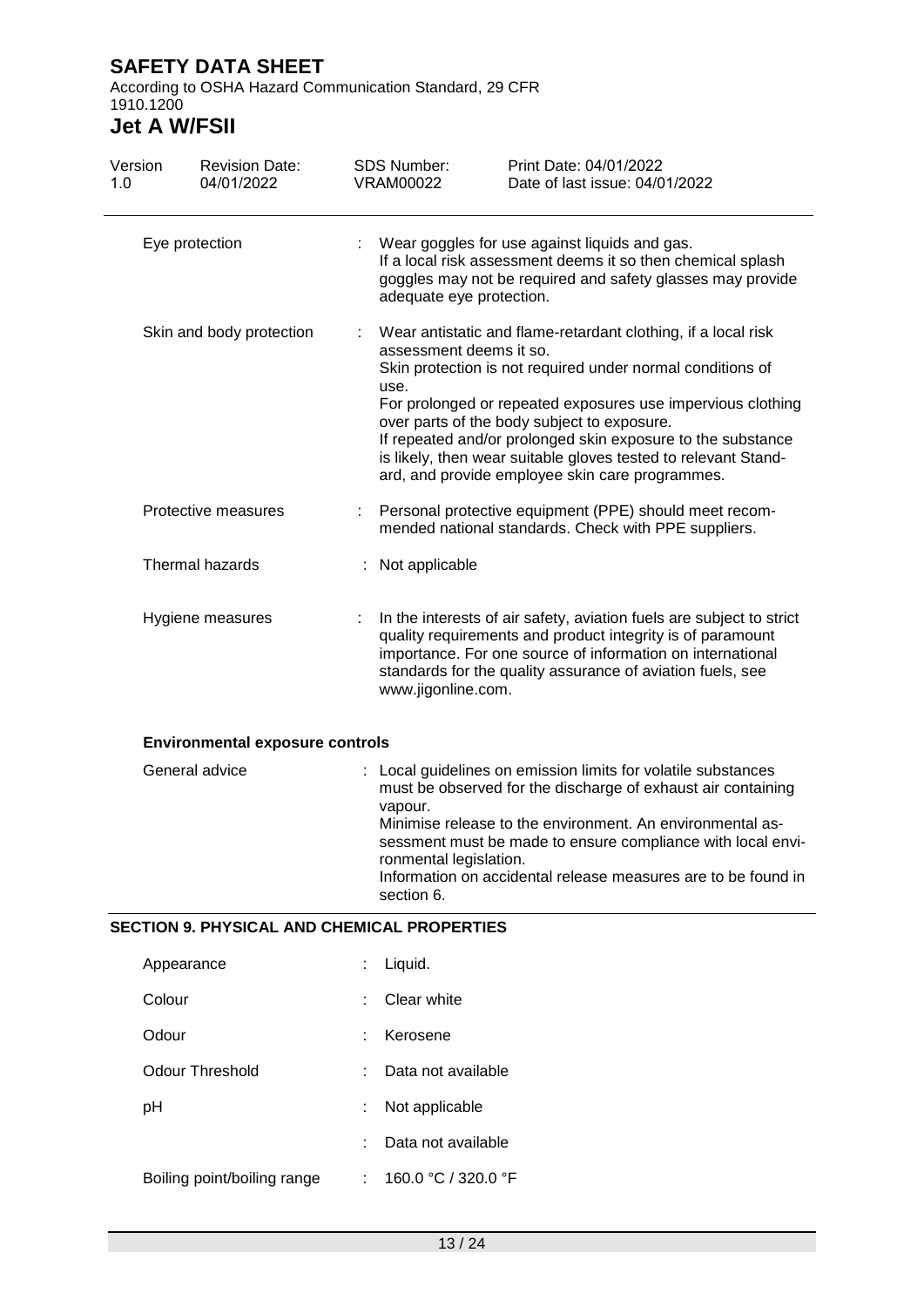| | | |
|---|---|---|
| Eye protection | : | Wear goggles for use against liquids and gas. If a local risk assessment deems it so then chemical splash goggles may not be required and safety glasses may provide adequate eye protection. |
| Skin and body protection | : | Wear antistatic and flame-retardant clothing, if a local risk assessment deems it so. Skin protection is not required under normal conditions of use. For prolonged or repeated exposures use impervious clothing over parts of the body subject to exposure. If repeated and/or prolonged skin exposure to the substance is likely, then wear suitable gloves tested to relevant Standard, and provide employee skin care programmes. |
| Protective measures | : | Personal protective equipment (PPE) should meet recommended national standards. Check with PPE suppliers. |
| Thermal hazards | : | Not applicable |
| Hygiene measures | : | In the interests of air safety, aviation fuels are subject to strict quality requirements and product integrity is of paramount importance. For one source of information on international standards for the quality assurance of aviation fuels, see www.jigonline.com. |

**Environmental exposure controls**

| | | |
|---|---|---|
| General advice | : | Local guidelines on emission limits for volatile substances must be observed for the discharge of exhaust air containing vapour. Minimise release to the environment. An environmental assessment must be made to ensure compliance with local environmental legislation. Information on accidental release measures are to be found in section 6. |

## SECTION 9. PHYSICAL AND CHEMICAL PROPERTIES

| | | |
|---|---|---|
| Appearance | : | Liquid. |
| Colour | : | Clear white |
| Odour | : | Kerosene |
| Odour Threshold | : | Data not available |
| pH | : | Not applicable |
| | : | Data not available |
| Boiling point/boiling range | : | 160.0 °C / 320.0 °F |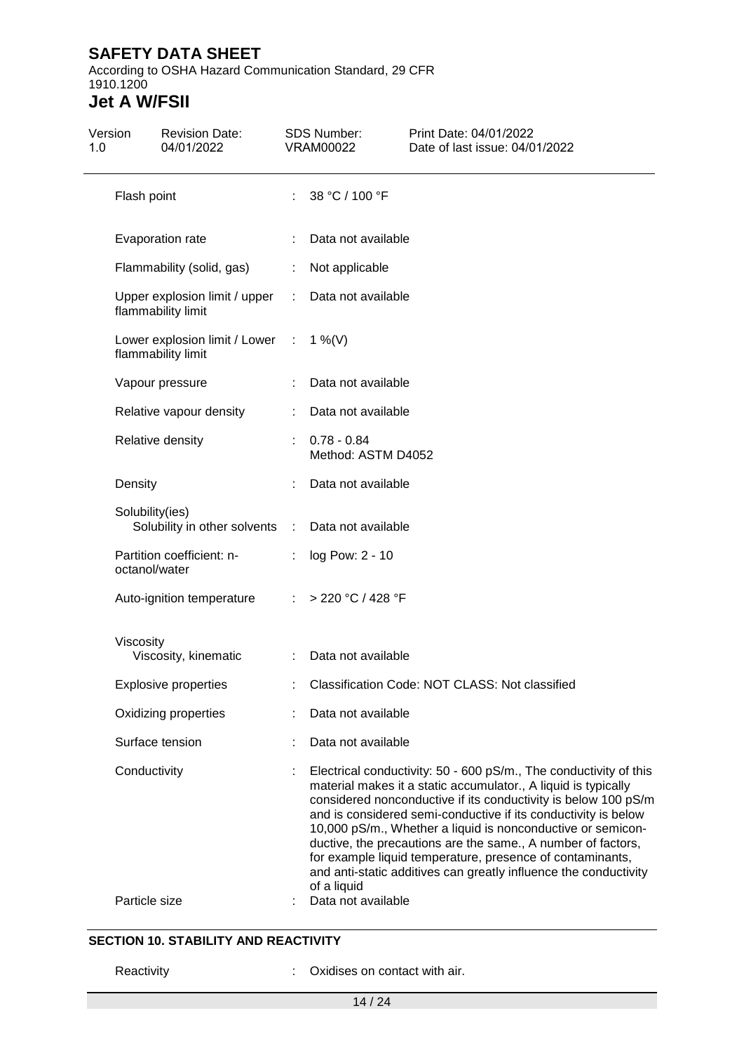| | | |
|---|---|---|
| Flash point | : | 38 °C / 100 °F |
| Evaporation rate | : | Data not available |
| Flammability (solid, gas) | : | Not applicable |
| Upper explosion limit / upper flammability limit | : | Data not available |
| Lower explosion limit / Lower flammability limit | : | 1 %(V) |
| Vapour pressure | : | Data not available |
| Relative vapour density | : | Data not available |
| Relative density | : | 0.78 - 0.84<br>Method: ASTM D4052 |
| Density | : | Data not available |
| Solubility(ies)<br>Solubility in other solvents | : | Data not available |
| Partition coefficient: n-octanol/water | : | log Pow: 2 - 10 |
| Auto-ignition temperature | : | > 220 °C / 428 °F |
| Viscosity<br>Viscosity, kinematic | : | Data not available |
| Explosive properties | : | Classification Code: NOT CLASS: Not classified |
| Oxidizing properties | : | Data not available |
| Surface tension | : | Data not available |
| Conductivity | : | Electrical conductivity: 50 - 600 pS/m., The conductivity of this material makes it a static accumulator., A liquid is typically considered nonconductive if its conductivity is below 100 pS/m and is considered semi-conductive if its conductivity is below 10,000 pS/m., Whether a liquid is nonconductive or semiconductive, the precautions are the same., A number of factors, for example liquid temperature, presence of contaminants, and anti-static additives can greatly influence the conductivity of a liquid |
| Particle size | : | Data not available |

## SECTION 10. STABILITY AND REACTIVITY

| | | |
|---|---|---|
| Reactivity | : | Oxidises on contact with air. |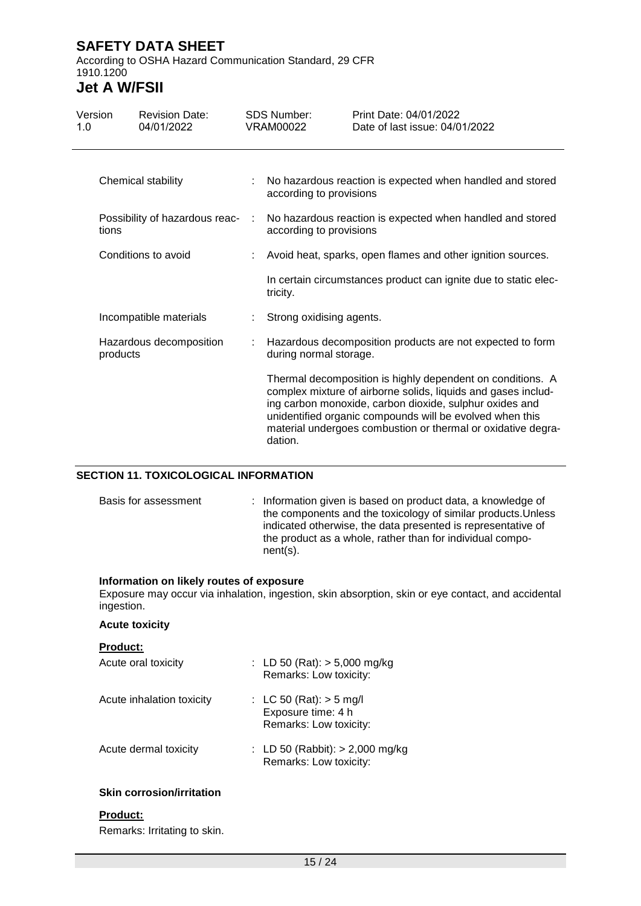| | | |
|---|---|---|
| Chemical stability | : | No hazardous reaction is expected when handled and stored according to provisions |
| Possibility of hazardous reactions | : | No hazardous reaction is expected when handled and stored according to provisions |
| Conditions to avoid | : | Avoid heat, sparks, open flames and other ignition sources.<br><br>In certain circumstances product can ignite due to static electricity. |
| Incompatible materials | : | Strong oxidising agents. |
| Hazardous decomposition products | : | Hazardous decomposition products are not expected to form during normal storage.<br><br>Thermal decomposition is highly dependent on conditions. A complex mixture of airborne solids, liquids and gases including carbon monoxide, carbon dioxide, sulphur oxides and unidentified organic compounds will be evolved when this material undergoes combustion or thermal or oxidative degradation. |

## SECTION 11. TOXICOLOGICAL INFORMATION

Basis for assessment : Information given is based on product data, a knowledge of the components and the toxicology of similar products.Unless indicated otherwise, the data presented is representative of the product as a whole, rather than for individual component(s).

**Information on likely routes of exposure**

Exposure may occur via inhalation, ingestion, skin absorption, skin or eye contact, and accidental ingestion.

**Acute toxicity**

**Product:**

| | | |
|---|---|---|
| Acute oral toxicity | : | LD 50 (Rat): > 5,000 mg/kg<br>Remarks: Low toxicity: |
| Acute inhalation toxicity | : | LC 50 (Rat): > 5 mg/l<br>Exposure time: 4 h<br>Remarks: Low toxicity: |
| Acute dermal toxicity | : | LD 50 (Rabbit): > 2,000 mg/kg<br>Remarks: Low toxicity: |

**Skin corrosion/irritation**

**Product:**

Remarks: Irritating to skin.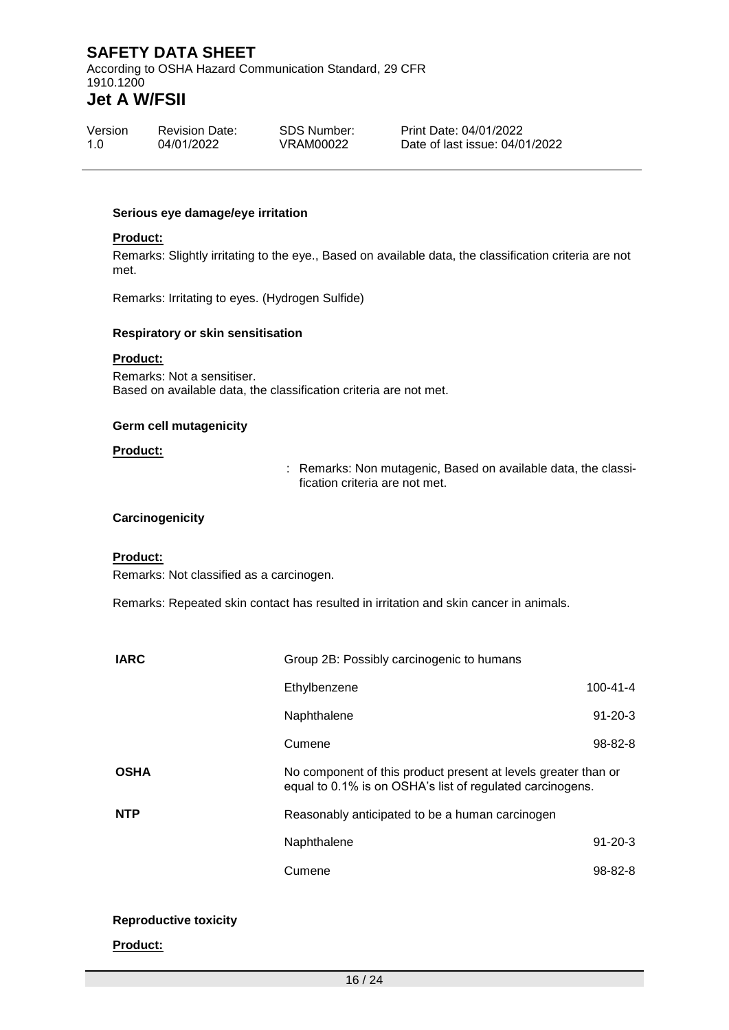**Serious eye damage/eye irritation**

**Product:**

Remarks: Slightly irritating to the eye., Based on available data, the classification criteria are not met.

Remarks: Irritating to eyes. (Hydrogen Sulfide)

**Respiratory or skin sensitisation**

**Product:**

Remarks: Not a sensitiser.
Based on available data, the classification criteria are not met.

**Germ cell mutagenicity**

**Product:**

: Remarks: Non mutagenic, Based on available data, the classification criteria are not met.

**Carcinogenicity**

**Product:**

Remarks: Not classified as a carcinogen.

Remarks: Repeated skin contact has resulted in irritation and skin cancer in animals.

| | | |
|---|---|---|
| **IARC** | Group 2B: Possibly carcinogenic to humans | |
| | Ethylbenzene | 100-41-4 |
| | Naphthalene | 91-20-3 |
| | Cumene | 98-82-8 |
| **OSHA** | No component of this product present at levels greater than or equal to 0.1% is on OSHA's list of regulated carcinogens. | |
| **NTP** | Reasonably anticipated to be a human carcinogen | |
| | Naphthalene | 91-20-3 |
| | Cumene | 98-82-8 |

**Reproductive toxicity**

**Product:**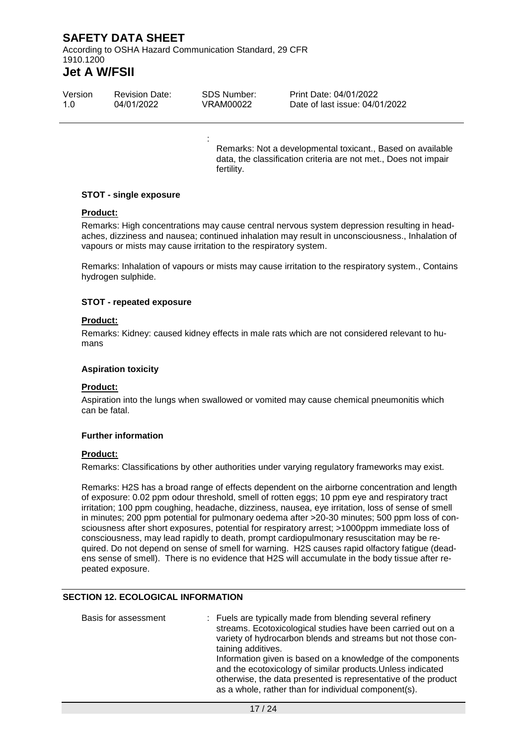:
Remarks: Not a developmental toxicant., Based on available data, the classification criteria are not met., Does not impair fertility.

**STOT - single exposure**

**Product:**

Remarks: High concentrations may cause central nervous system depression resulting in headaches, dizziness and nausea; continued inhalation may result in unconsciousness., Inhalation of vapours or mists may cause irritation to the respiratory system.

Remarks: Inhalation of vapours or mists may cause irritation to the respiratory system., Contains hydrogen sulphide.

**STOT - repeated exposure**

**Product:**

Remarks: Kidney: caused kidney effects in male rats which are not considered relevant to humans

**Aspiration toxicity**

**Product:**

Aspiration into the lungs when swallowed or vomited may cause chemical pneumonitis which can be fatal.

**Further information**

**Product:**

Remarks: Classifications by other authorities under varying regulatory frameworks may exist.

Remarks: H2S has a broad range of effects dependent on the airborne concentration and length of exposure: 0.02 ppm odour threshold, smell of rotten eggs; 10 ppm eye and respiratory tract irritation; 100 ppm coughing, headache, dizziness, nausea, eye irritation, loss of sense of smell in minutes; 200 ppm potential for pulmonary oedema after >20-30 minutes; 500 ppm loss of consciousness after short exposures, potential for respiratory arrest; >1000ppm immediate loss of consciousness, may lead rapidly to death, prompt cardiopulmonary resuscitation may be required. Do not depend on sense of smell for warning. H2S causes rapid olfactory fatigue (deadens sense of smell). There is no evidence that H2S will accumulate in the body tissue after repeated exposure.

## SECTION 12. ECOLOGICAL INFORMATION

Basis for assessment : Fuels are typically made from blending several refinery streams. Ecotoxicological studies have been carried out on a variety of hydrocarbon blends and streams but not those containing additives.
Information given is based on a knowledge of the components and the ecotoxicology of similar products.Unless indicated otherwise, the data presented is representative of the product as a whole, rather than for individual component(s).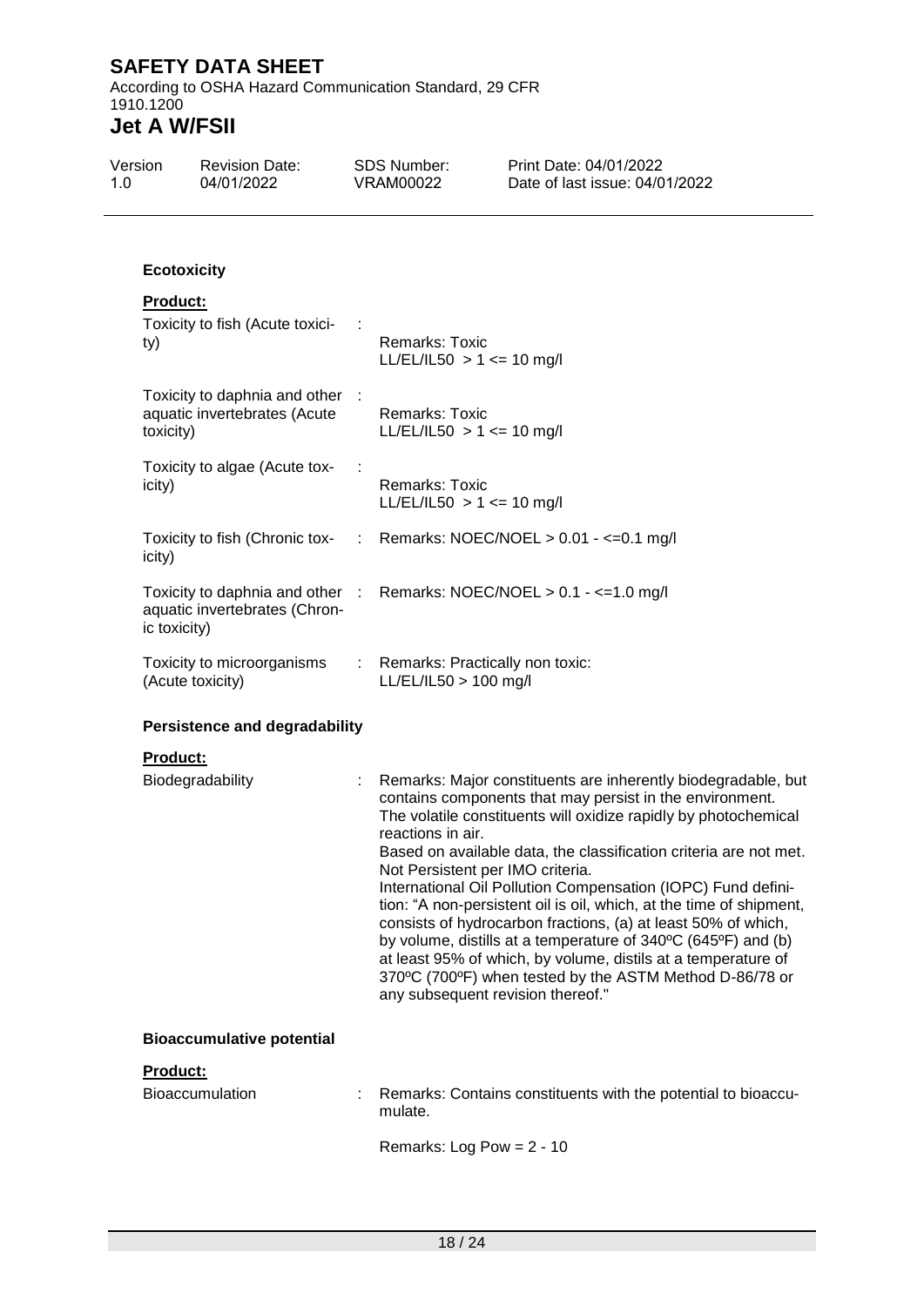### Ecotoxicity

**Product:**

| | | |
|---|---|---|
| Toxicity to fish (Acute toxicity) | : | Remarks: Toxic<br>LL/EL/IL50 > 1 <= 10 mg/l |
| Toxicity to daphnia and other aquatic invertebrates (Acute toxicity) | : | Remarks: Toxic<br>LL/EL/IL50 > 1 <= 10 mg/l |
| Toxicity to algae (Acute toxicity) | : | Remarks: Toxic<br>LL/EL/IL50 > 1 <= 10 mg/l |
| Toxicity to fish (Chronic toxicity) | : | Remarks: NOEC/NOEL > 0.01 - <=0.1 mg/l |
| Toxicity to daphnia and other aquatic invertebrates (Chronic toxicity) | : | Remarks: NOEC/NOEL > 0.1 - <=1.0 mg/l |
| Toxicity to microorganisms (Acute toxicity) | : | Remarks: Practically non toxic:<br>LL/EL/IL50 > 100 mg/l |

### Persistence and degradability

**Product:**

Biodegradability : Remarks: Major constituents are inherently biodegradable, but contains components that may persist in the environment. The volatile constituents will oxidize rapidly by photochemical reactions in air.
Based on available data, the classification criteria are not met.
Not Persistent per IMO criteria.
International Oil Pollution Compensation (IOPC) Fund definition: "A non-persistent oil is oil, which, at the time of shipment, consists of hydrocarbon fractions, (a) at least 50% of which, by volume, distills at a temperature of 340ºC (645ºF) and (b) at least 95% of which, by volume, distils at a temperature of 370ºC (700ºF) when tested by the ASTM Method D-86/78 or any subsequent revision thereof."

### Bioaccumulative potential

**Product:**

Bioaccumulation : Remarks: Contains constituents with the potential to bioaccumulate.

Remarks: Log Pow = 2 - 10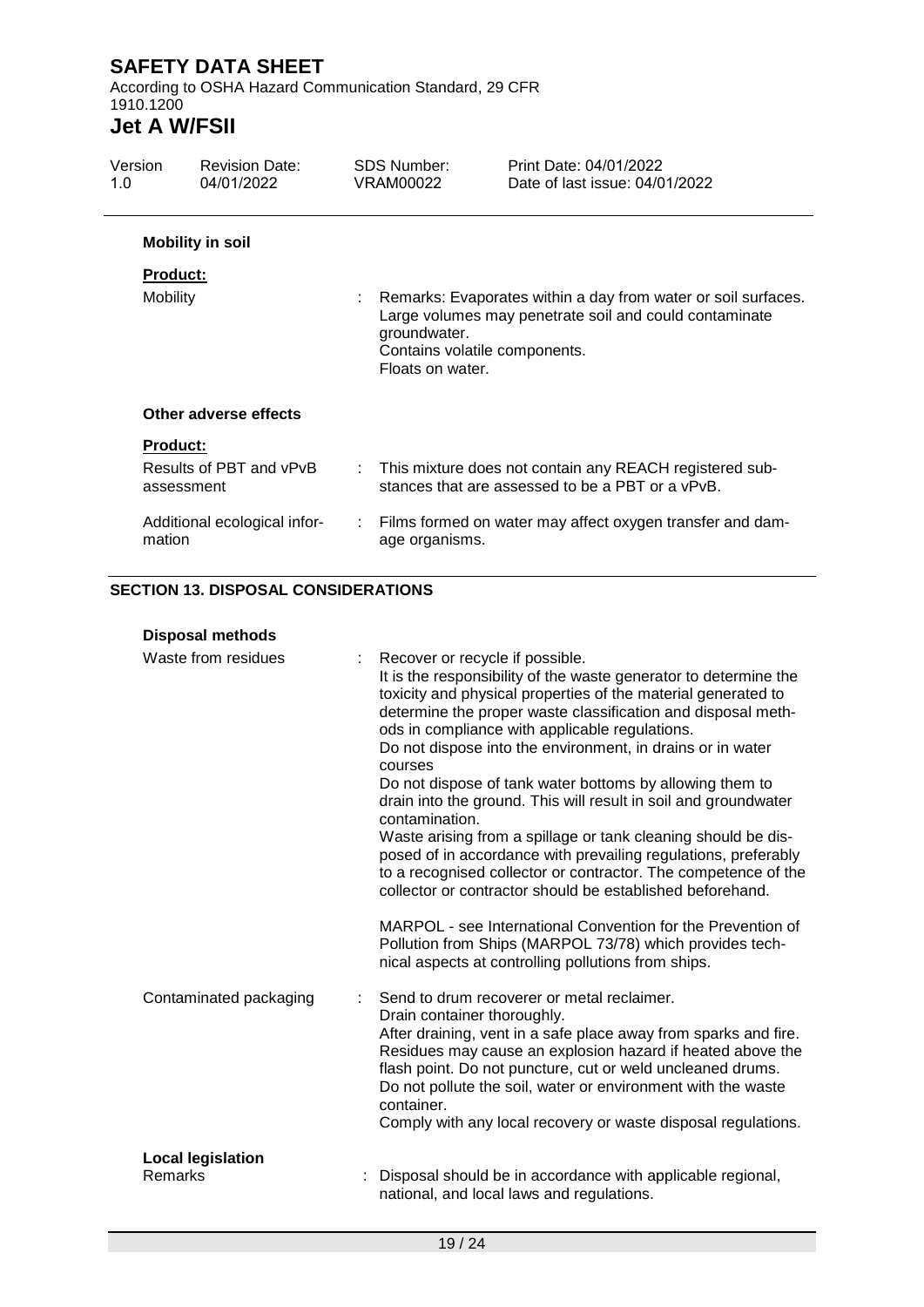**Mobility in soil**

**Product:**

| | | |
|---|---|---|
| Mobility | : | Remarks: Evaporates within a day from water or soil surfaces. Large volumes may penetrate soil and could contaminate groundwater. Contains volatile components. Floats on water. |

**Other adverse effects**

**Product:**

| | | |
|---|---|---|
| Results of PBT and vPvB assessment | : | This mixture does not contain any REACH registered substances that are assessed to be a PBT or a vPvB. |
| Additional ecological information | : | Films formed on water may affect oxygen transfer and damage organisms. |

## SECTION 13. DISPOSAL CONSIDERATIONS

**Disposal methods**

| | | |
|---|---|---|
| Waste from residues | : | Recover or recycle if possible. It is the responsibility of the waste generator to determine the toxicity and physical properties of the material generated to determine the proper waste classification and disposal methods in compliance with applicable regulations. Do not dispose into the environment, in drains or in water courses Do not dispose of tank water bottoms by allowing them to drain into the ground. This will result in soil and groundwater contamination. Waste arising from a spillage or tank cleaning should be disposed of in accordance with prevailing regulations, preferably to a recognised collector or contractor. The competence of the collector or contractor should be established beforehand. MARPOL - see International Convention for the Prevention of Pollution from Ships (MARPOL 73/78) which provides technical aspects at controlling pollutions from ships. |
| Contaminated packaging | : | Send to drum recoverer or metal reclaimer. Drain container thoroughly. After draining, vent in a safe place away from sparks and fire. Residues may cause an explosion hazard if heated above the flash point. Do not puncture, cut or weld uncleaned drums. Do not pollute the soil, water or environment with the waste container. Comply with any local recovery or waste disposal regulations. |

**Local legislation**

| | | |
|---|---|---|
| Remarks | : | Disposal should be in accordance with applicable regional, national, and local laws and regulations. |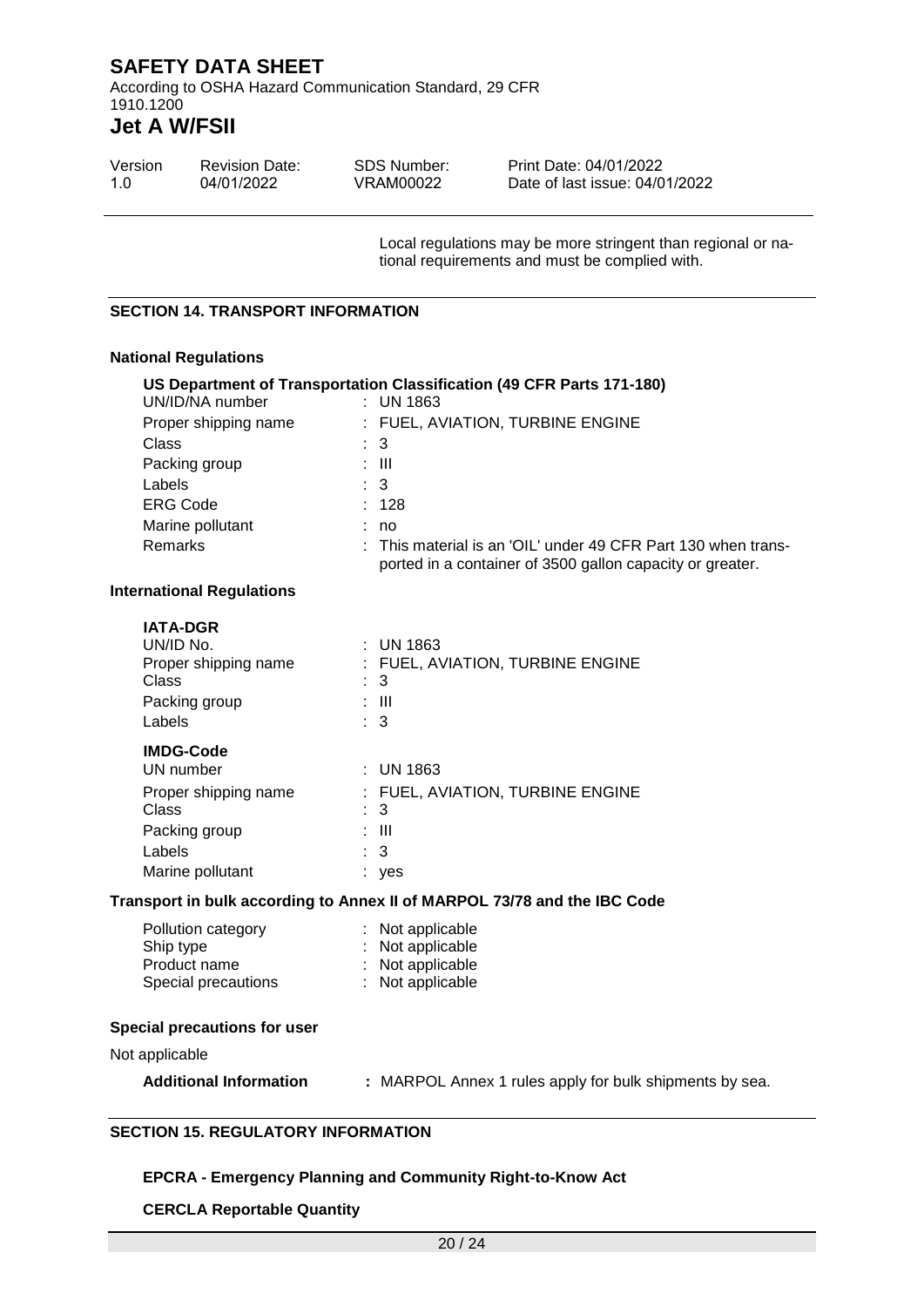Local regulations may be more stringent than regional or national requirements and must be complied with.

## SECTION 14. TRANSPORT INFORMATION

### National Regulations

**US Department of Transportation Classification (49 CFR Parts 171-180)**

| | |
|---|---|
| UN/ID/NA number | : UN 1863 |
| Proper shipping name | : FUEL, AVIATION, TURBINE ENGINE |
| Class | : 3 |
| Packing group | : III |
| Labels | : 3 |
| ERG Code | : 128 |
| Marine pollutant | : no |
| Remarks | : This material is an 'OIL' under 49 CFR Part 130 when transported in a container of 3500 gallon capacity or greater. |

### International Regulations

**IATA-DGR**

| | |
|---|---|
| UN/ID No. | : UN 1863 |
| Proper shipping name | : FUEL, AVIATION, TURBINE ENGINE |
| Class | : 3 |
| Packing group | : III |
| Labels | : 3 |

**IMDG-Code**

| | |
|---|---|
| UN number | : UN 1863 |
| Proper shipping name | : FUEL, AVIATION, TURBINE ENGINE |
| Class | : 3 |
| Packing group | : III |
| Labels | : 3 |
| Marine pollutant | : yes |

**Transport in bulk according to Annex II of MARPOL 73/78 and the IBC Code**

| | |
|---|---|
| Pollution category | : Not applicable |
| Ship type | : Not applicable |
| Product name | : Not applicable |
| Special precautions | : Not applicable |

**Special precautions for user**

Not applicable

**Additional Information** : MARPOL Annex 1 rules apply for bulk shipments by sea.

## SECTION 15. REGULATORY INFORMATION

**EPCRA - Emergency Planning and Community Right-to-Know Act**

**CERCLA Reportable Quantity**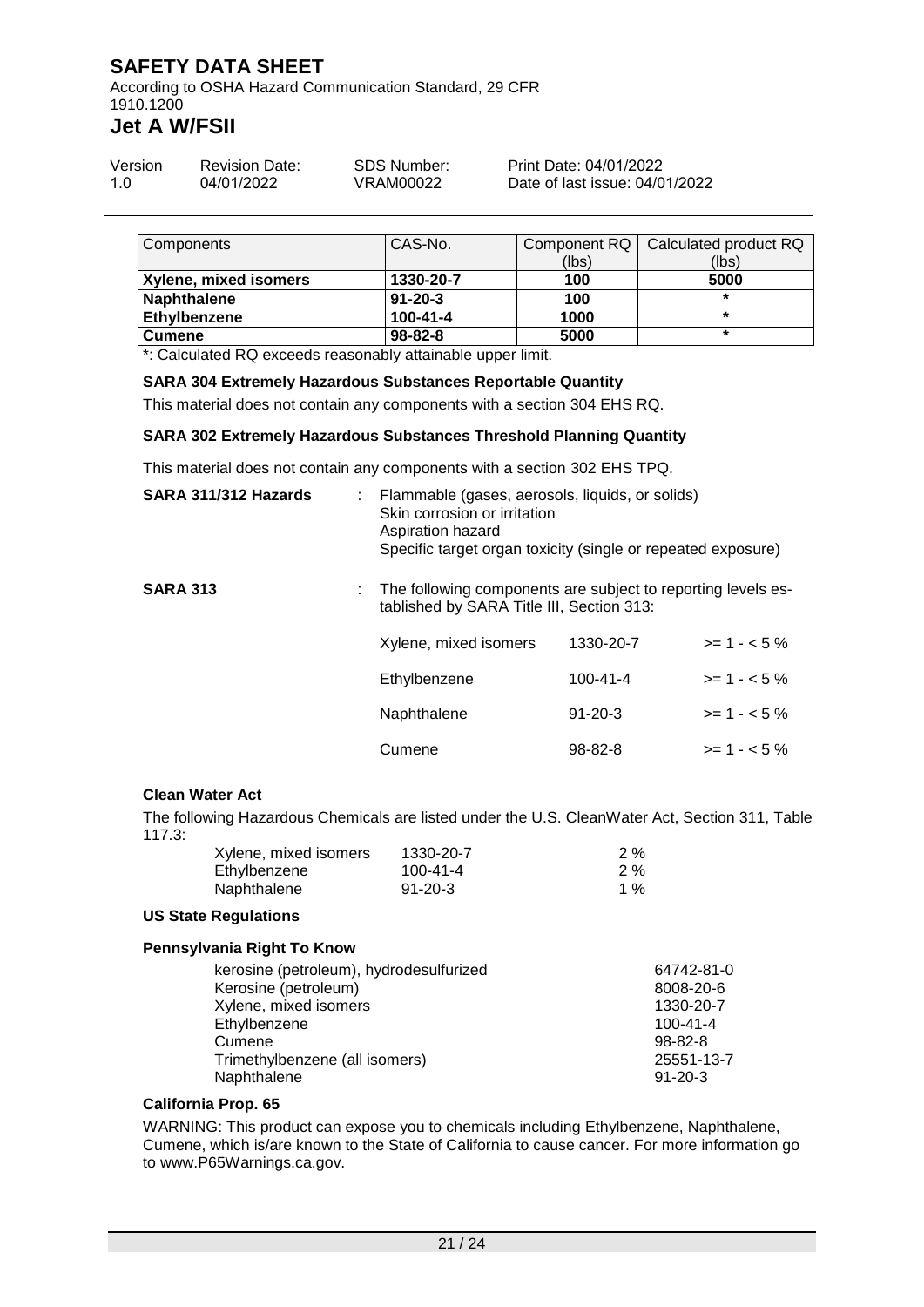| Components | CAS-No. | Component RQ (lbs) | Calculated product RQ (lbs) |
|---|---|---|---|
| **Xylene, mixed isomers** | **1330-20-7** | **100** | **5000** |
| **Naphthalene** | **91-20-3** | **100** | * |
| **Ethylbenzene** | **100-41-4** | **1000** | * |
| **Cumene** | **98-82-8** | **5000** | * |

*: Calculated RQ exceeds reasonably attainable upper limit.

**SARA 304 Extremely Hazardous Substances Reportable Quantity**

This material does not contain any components with a section 304 EHS RQ.

**SARA 302 Extremely Hazardous Substances Threshold Planning Quantity**

This material does not contain any components with a section 302 EHS TPQ.

**SARA 311/312 Hazards** : Flammable (gases, aerosols, liquids, or solids)
Skin corrosion or irritation
Aspiration hazard
Specific target organ toxicity (single or repeated exposure)

**SARA 313** : The following components are subject to reporting levels established by SARA Title III, Section 313:

| | | |
|---|---|---|
| Xylene, mixed isomers | 1330-20-7 | >= 1 - < 5 % |
| Ethylbenzene | 100-41-4 | >= 1 - < 5 % |
| Naphthalene | 91-20-3 | >= 1 - < 5 % |
| Cumene | 98-82-8 | >= 1 - < 5 % |

**Clean Water Act**

The following Hazardous Chemicals are listed under the U.S. CleanWater Act, Section 311, Table 117.3:

| | | |
|---|---|---|
| Xylene, mixed isomers | 1330-20-7 | 2 % |
| Ethylbenzene | 100-41-4 | 2 % |
| Naphthalene | 91-20-3 | 1 % |

**US State Regulations**

**Pennsylvania Right To Know**

| | |
|---|---|
| kerosine (petroleum), hydrodesulfurized | 64742-81-0 |
| Kerosine (petroleum) | 8008-20-6 |
| Xylene, mixed isomers | 1330-20-7 |
| Ethylbenzene | 100-41-4 |
| Cumene | 98-82-8 |
| Trimethylbenzene (all isomers) | 25551-13-7 |
| Naphthalene | 91-20-3 |

**California Prop. 65**

WARNING: This product can expose you to chemicals including Ethylbenzene, Naphthalene, Cumene, which is/are known to the State of California to cause cancer. For more information go to www.P65Warnings.ca.gov.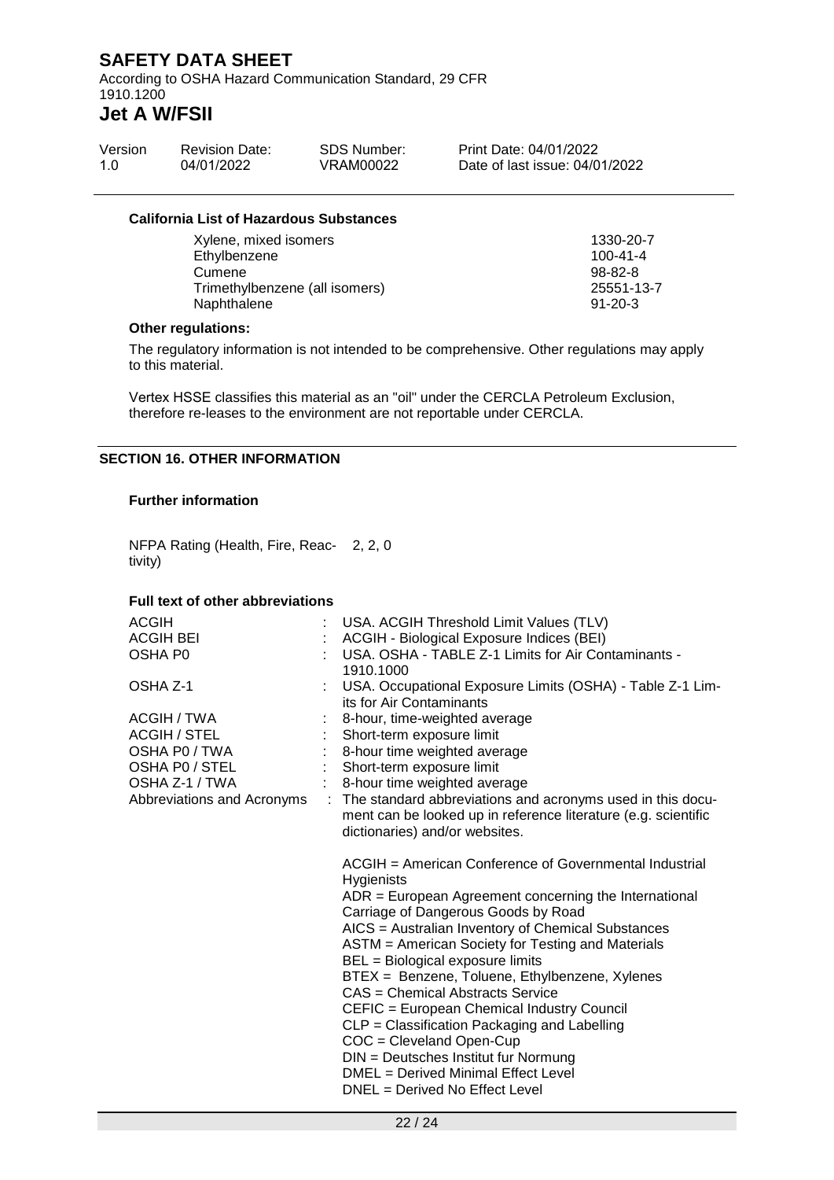**California List of Hazardous Substances**

| | |
|---|---|
| Xylene, mixed isomers | 1330-20-7 |
| Ethylbenzene | 100-41-4 |
| Cumene | 98-82-8 |
| Trimethylbenzene (all isomers) | 25551-13-7 |
| Naphthalene | 91-20-3 |

**Other regulations:**

The regulatory information is not intended to be comprehensive. Other regulations may apply to this material.

Vertex HSSE classifies this material as an "oil" under the CERCLA Petroleum Exclusion, therefore re-leases to the environment are not reportable under CERCLA.

## SECTION 16. OTHER INFORMATION

**Further information**

NFPA Rating (Health, Fire, Reactivity) 2, 2, 0

**Full text of other abbreviations**

| | | |
|---|---|---|
| ACGIH | : | USA. ACGIH Threshold Limit Values (TLV) |
| ACGIH BEI | : | ACGIH - Biological Exposure Indices (BEI) |
| OSHA P0 | : | USA. OSHA - TABLE Z-1 Limits for Air Contaminants - 1910.1000 |
| OSHA Z-1 | : | USA. Occupational Exposure Limits (OSHA) - Table Z-1 Limits for Air Contaminants |
| ACGIH / TWA | : | 8-hour, time-weighted average |
| ACGIH / STEL | : | Short-term exposure limit |
| OSHA P0 / TWA | : | 8-hour time weighted average |
| OSHA P0 / STEL | : | Short-term exposure limit |
| OSHA Z-1 / TWA | : | 8-hour time weighted average |
| Abbreviations and Acronyms | : | The standard abbreviations and acronyms used in this document can be looked up in reference literature (e.g. scientific dictionaries) and/or websites. |

ACGIH = American Conference of Governmental Industrial Hygienists
ADR = European Agreement concerning the International Carriage of Dangerous Goods by Road
AICS = Australian Inventory of Chemical Substances
ASTM = American Society for Testing and Materials
BEL = Biological exposure limits
BTEX = Benzene, Toluene, Ethylbenzene, Xylenes
CAS = Chemical Abstracts Service
CEFIC = European Chemical Industry Council
CLP = Classification Packaging and Labelling
COC = Cleveland Open-Cup
DIN = Deutsches Institut fur Normung
DMEL = Derived Minimal Effect Level
DNEL = Derived No Effect Level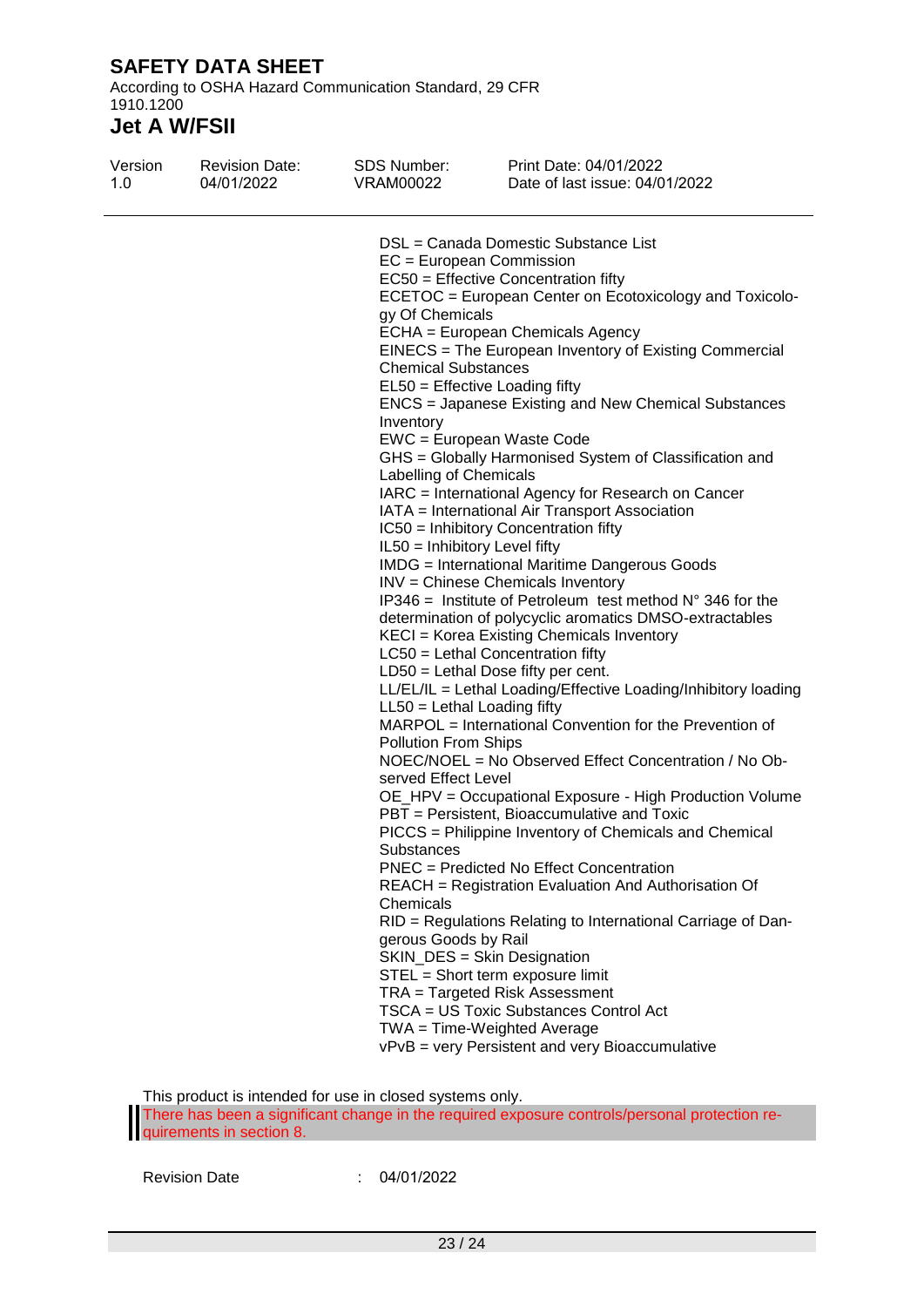DSL = Canada Domestic Substance List
EC = European Commission
EC50 = Effective Concentration fifty
ECETOC = European Center on Ecotoxicology and Toxicology Of Chemicals
ECHA = European Chemicals Agency
EINECS = The European Inventory of Existing Commercial Chemical Substances
EL50 = Effective Loading fifty
ENCS = Japanese Existing and New Chemical Substances Inventory
EWC = European Waste Code
GHS = Globally Harmonised System of Classification and Labelling of Chemicals
IARC = International Agency for Research on Cancer
IATA = International Air Transport Association
IC50 = Inhibitory Concentration fifty
IL50 = Inhibitory Level fifty
IMDG = International Maritime Dangerous Goods
INV = Chinese Chemicals Inventory
IP346 = Institute of Petroleum test method N° 346 for the determination of polycyclic aromatics DMSO-extractables
KECI = Korea Existing Chemicals Inventory
LC50 = Lethal Concentration fifty
LD50 = Lethal Dose fifty per cent.
LL/EL/IL = Lethal Loading/Effective Loading/Inhibitory loading
LL50 = Lethal Loading fifty
MARPOL = International Convention for the Prevention of Pollution From Ships
NOEC/NOEL = No Observed Effect Concentration / No Observed Effect Level
OE_HPV = Occupational Exposure - High Production Volume
PBT = Persistent, Bioaccumulative and Toxic
PICCS = Philippine Inventory of Chemicals and Chemical Substances
PNEC = Predicted No Effect Concentration
REACH = Registration Evaluation And Authorisation Of Chemicals
RID = Regulations Relating to International Carriage of Dangerous Goods by Rail
SKIN_DES = Skin Designation
STEL = Short term exposure limit
TRA = Targeted Risk Assessment
TSCA = US Toxic Substances Control Act
TWA = Time-Weighted Average
vPvB = very Persistent and very Bioaccumulative

This product is intended for use in closed systems only.

There has been a significant change in the required exposure controls/personal protection requirements in section 8.

Revision Date : 04/01/2022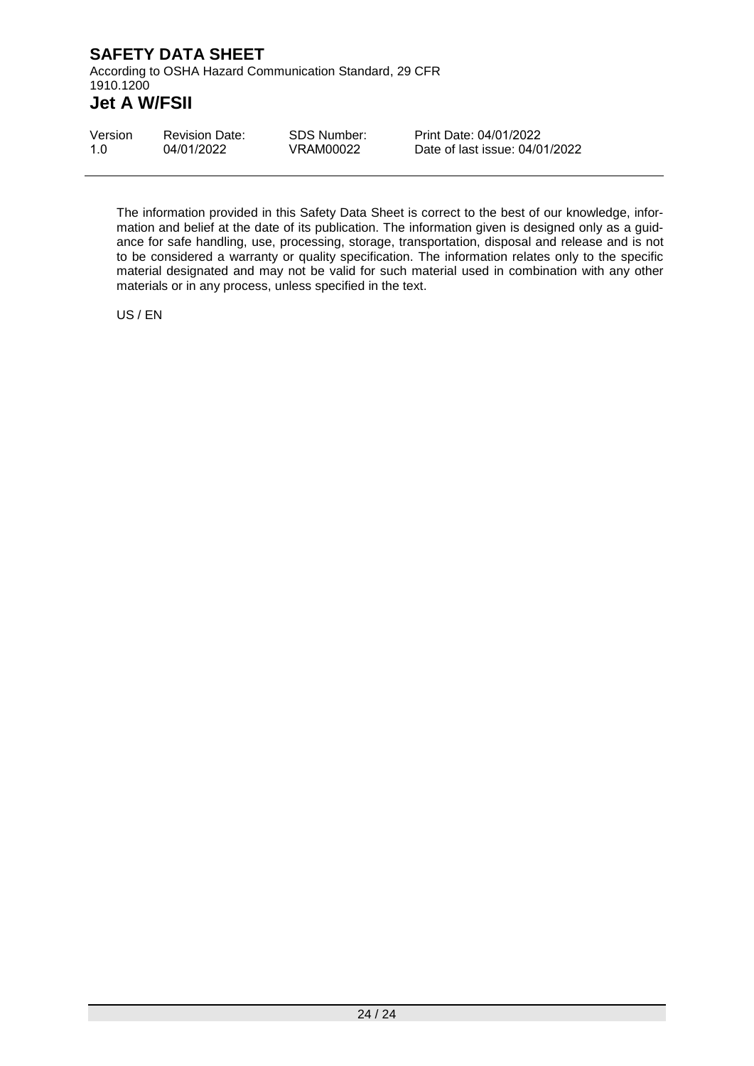The information provided in this Safety Data Sheet is correct to the best of our knowledge, information and belief at the date of its publication. The information given is designed only as a guidance for safe handling, use, processing, storage, transportation, disposal and release and is not to be considered a warranty or quality specification. The information relates only to the specific material designated and may not be valid for such material used in combination with any other materials or in any process, unless specified in the text.

US / EN